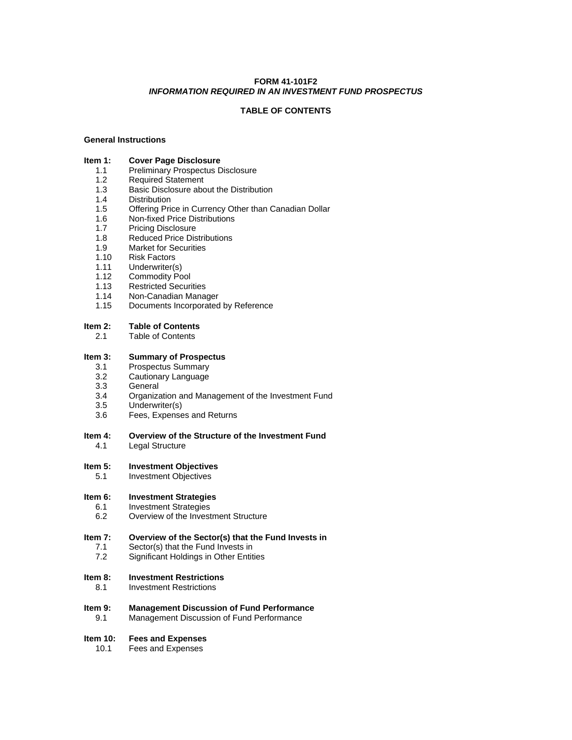**FORM 41-101F2**
***INFORMATION REQUIRED IN AN INVESTMENT FUND PROSPECTUS***

**TABLE OF CONTENTS**

**General Instructions**

**Item 1: Cover Page Disclosure**
- 1.1 Preliminary Prospectus Disclosure
- 1.2 Required Statement
- 1.3 Basic Disclosure about the Distribution
- 1.4 Distribution
- 1.5 Offering Price in Currency Other than Canadian Dollar
- 1.6 Non-fixed Price Distributions
- 1.7 Pricing Disclosure
- 1.8 Reduced Price Distributions
- 1.9 Market for Securities
- 1.10 Risk Factors
- 1.11 Underwriter(s)
- 1.12 Commodity Pool
- 1.13 Restricted Securities
- 1.14 Non-Canadian Manager
- 1.15 Documents Incorporated by Reference

**Item 2: Table of Contents**
- 2.1 Table of Contents

**Item 3: Summary of Prospectus**
- 3.1 Prospectus Summary
- 3.2 Cautionary Language
- 3.3 General
- 3.4 Organization and Management of the Investment Fund
- 3.5 Underwriter(s)
- 3.6 Fees, Expenses and Returns

**Item 4: Overview of the Structure of the Investment Fund**
- 4.1 Legal Structure

**Item 5: Investment Objectives**
- 5.1 Investment Objectives

**Item 6: Investment Strategies**
- 6.1 Investment Strategies
- 6.2 Overview of the Investment Structure

**Item 7: Overview of the Sector(s) that the Fund Invests in**
- 7.1 Sector(s) that the Fund Invests in
- 7.2 Significant Holdings in Other Entities

**Item 8: Investment Restrictions**
- 8.1 Investment Restrictions

**Item 9: Management Discussion of Fund Performance**
- 9.1 Management Discussion of Fund Performance

**Item 10: Fees and Expenses**
- 10.1 Fees and Expenses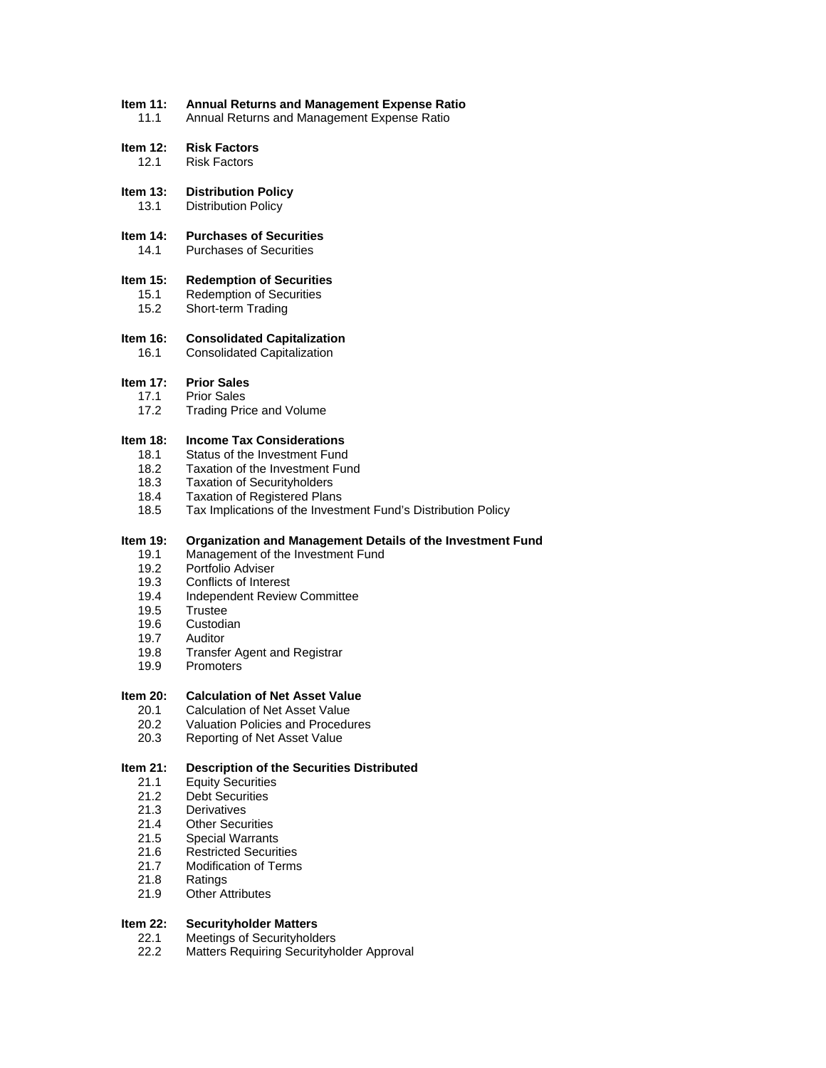**Item 11: Annual Returns and Management Expense Ratio**
- 11.1 Annual Returns and Management Expense Ratio

**Item 12: Risk Factors**
- 12.1 Risk Factors

**Item 13: Distribution Policy**
- 13.1 Distribution Policy

**Item 14: Purchases of Securities**
- 14.1 Purchases of Securities

**Item 15: Redemption of Securities**
- 15.1 Redemption of Securities
- 15.2 Short-term Trading

**Item 16: Consolidated Capitalization**
- 16.1 Consolidated Capitalization

**Item 17: Prior Sales**
- 17.1 Prior Sales
- 17.2 Trading Price and Volume

**Item 18: Income Tax Considerations**
- 18.1 Status of the Investment Fund
- 18.2 Taxation of the Investment Fund
- 18.3 Taxation of Securityholders
- 18.4 Taxation of Registered Plans
- 18.5 Tax Implications of the Investment Fund's Distribution Policy

**Item 19: Organization and Management Details of the Investment Fund**
- 19.1 Management of the Investment Fund
- 19.2 Portfolio Adviser
- 19.3 Conflicts of Interest
- 19.4 Independent Review Committee
- 19.5 Trustee
- 19.6 Custodian
- 19.7 Auditor
- 19.8 Transfer Agent and Registrar
- 19.9 Promoters

**Item 20: Calculation of Net Asset Value**
- 20.1 Calculation of Net Asset Value
- 20.2 Valuation Policies and Procedures
- 20.3 Reporting of Net Asset Value

**Item 21: Description of the Securities Distributed**
- 21.1 Equity Securities
- 21.2 Debt Securities
- 21.3 Derivatives
- 21.4 Other Securities
- 21.5 Special Warrants
- 21.6 Restricted Securities
- 21.7 Modification of Terms
- 21.8 Ratings
- 21.9 Other Attributes

**Item 22: Securityholder Matters**
- 22.1 Meetings of Securityholders
- 22.2 Matters Requiring Securityholder Approval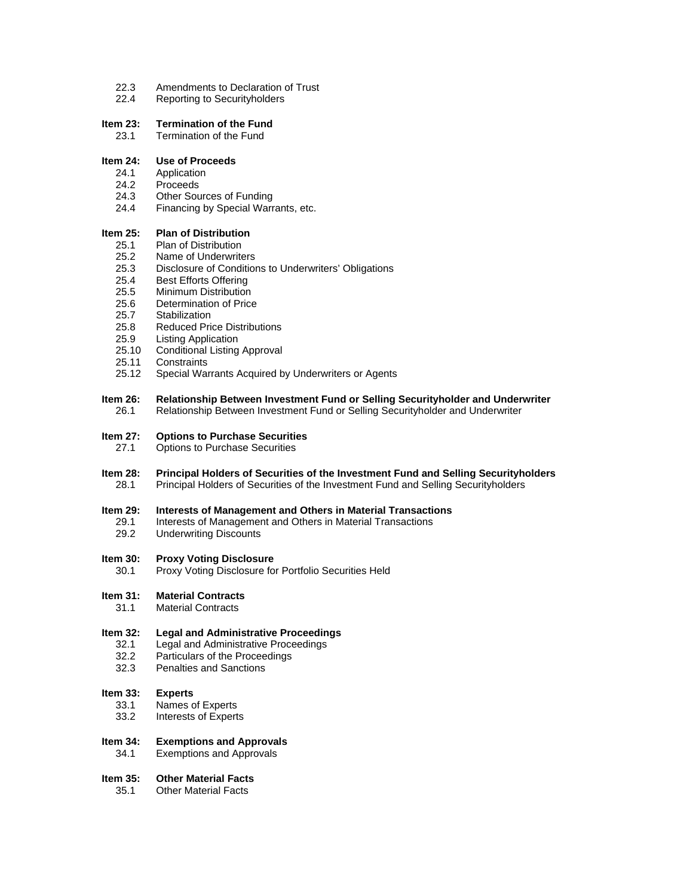22.3 Amendments to Declaration of Trust
22.4 Reporting to Securityholders

**Item 23: Termination of the Fund**
23.1 Termination of the Fund

**Item 24: Use of Proceeds**
24.1 Application
24.2 Proceeds
24.3 Other Sources of Funding
24.4 Financing by Special Warrants, etc.

**Item 25: Plan of Distribution**
25.1 Plan of Distribution
25.2 Name of Underwriters
25.3 Disclosure of Conditions to Underwriters' Obligations
25.4 Best Efforts Offering
25.5 Minimum Distribution
25.6 Determination of Price
25.7 Stabilization
25.8 Reduced Price Distributions
25.9 Listing Application
25.10 Conditional Listing Approval
25.11 Constraints
25.12 Special Warrants Acquired by Underwriters or Agents

**Item 26: Relationship Between Investment Fund or Selling Securityholder and Underwriter**
26.1 Relationship Between Investment Fund or Selling Securityholder and Underwriter

**Item 27: Options to Purchase Securities**
27.1 Options to Purchase Securities

**Item 28: Principal Holders of Securities of the Investment Fund and Selling Securityholders**
28.1 Principal Holders of Securities of the Investment Fund and Selling Securityholders

**Item 29: Interests of Management and Others in Material Transactions**
29.1 Interests of Management and Others in Material Transactions
29.2 Underwriting Discounts

**Item 30: Proxy Voting Disclosure**
30.1 Proxy Voting Disclosure for Portfolio Securities Held

**Item 31: Material Contracts**
31.1 Material Contracts

**Item 32: Legal and Administrative Proceedings**
32.1 Legal and Administrative Proceedings
32.2 Particulars of the Proceedings
32.3 Penalties and Sanctions

**Item 33: Experts**
33.1 Names of Experts
33.2 Interests of Experts

**Item 34: Exemptions and Approvals**
34.1 Exemptions and Approvals

**Item 35: Other Material Facts**
35.1 Other Material Facts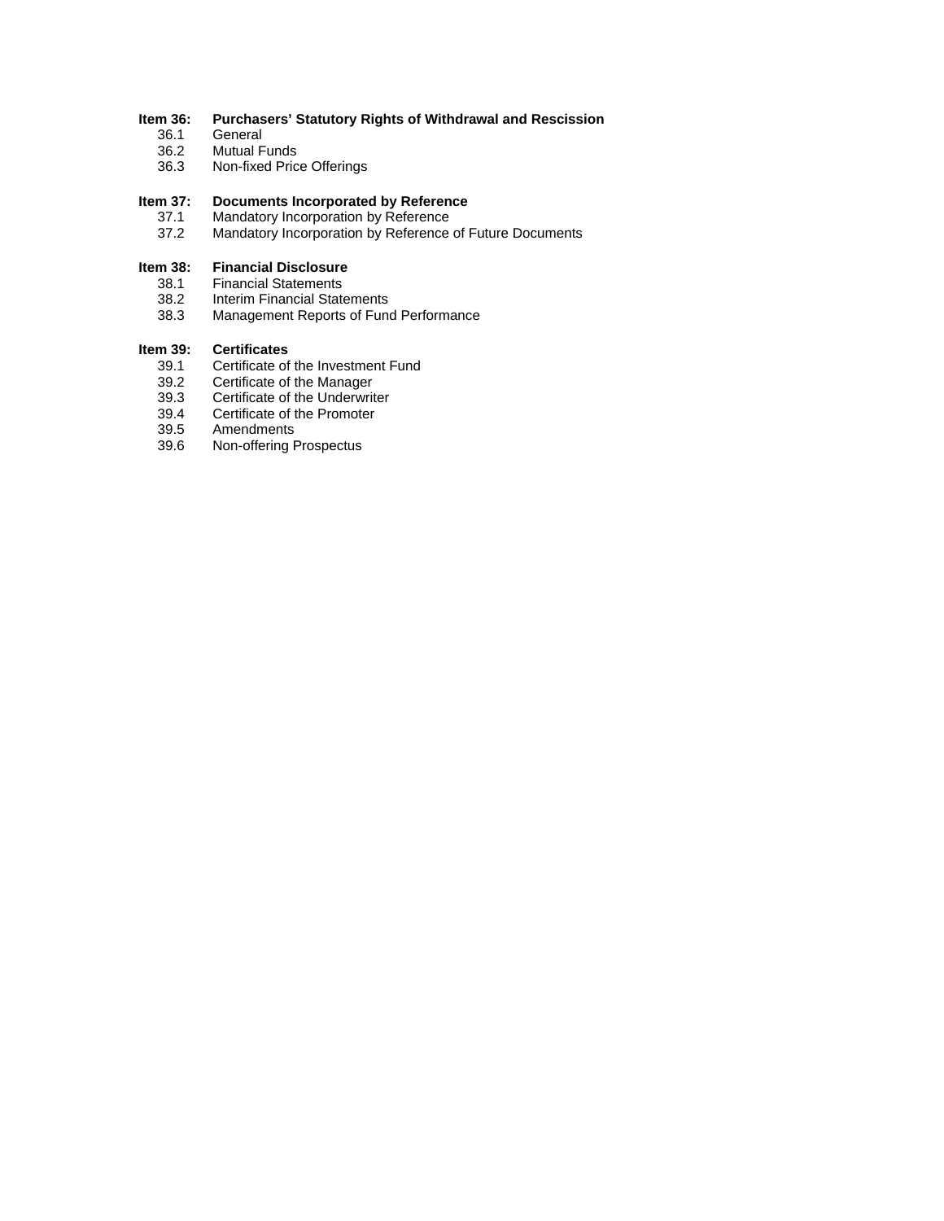**Item 36: Purchasers' Statutory Rights of Withdrawal and Rescission**

- 36.1 General
- 36.2 Mutual Funds
- 36.3 Non-fixed Price Offerings

**Item 37: Documents Incorporated by Reference**

- 37.1 Mandatory Incorporation by Reference
- 37.2 Mandatory Incorporation by Reference of Future Documents

**Item 38: Financial Disclosure**

- 38.1 Financial Statements
- 38.2 Interim Financial Statements
- 38.3 Management Reports of Fund Performance

**Item 39: Certificates**

- 39.1 Certificate of the Investment Fund
- 39.2 Certificate of the Manager
- 39.3 Certificate of the Underwriter
- 39.4 Certificate of the Promoter
- 39.5 Amendments
- 39.6 Non-offering Prospectus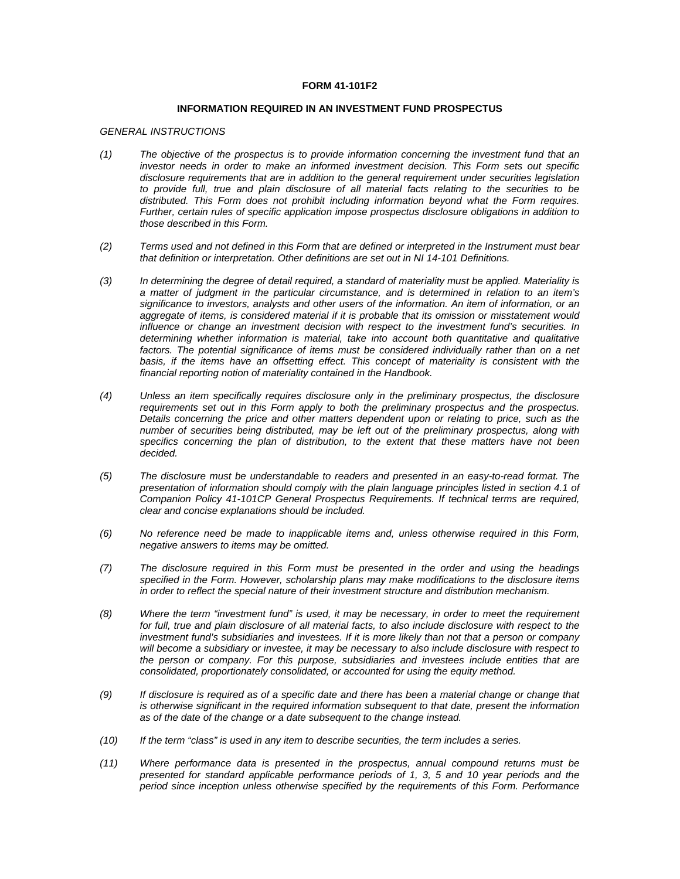**FORM 41-101F2**

**INFORMATION REQUIRED IN AN INVESTMENT FUND PROSPECTUS**

*GENERAL INSTRUCTIONS*

*(1) The objective of the prospectus is to provide information concerning the investment fund that an investor needs in order to make an informed investment decision. This Form sets out specific disclosure requirements that are in addition to the general requirement under securities legislation to provide full, true and plain disclosure of all material facts relating to the securities to be distributed. This Form does not prohibit including information beyond what the Form requires. Further, certain rules of specific application impose prospectus disclosure obligations in addition to those described in this Form.*

*(2) Terms used and not defined in this Form that are defined or interpreted in the Instrument must bear that definition or interpretation. Other definitions are set out in NI 14-101 Definitions.*

*(3) In determining the degree of detail required, a standard of materiality must be applied. Materiality is a matter of judgment in the particular circumstance, and is determined in relation to an item's significance to investors, analysts and other users of the information. An item of information, or an aggregate of items, is considered material if it is probable that its omission or misstatement would influence or change an investment decision with respect to the investment fund's securities. In determining whether information is material, take into account both quantitative and qualitative factors. The potential significance of items must be considered individually rather than on a net basis, if the items have an offsetting effect. This concept of materiality is consistent with the financial reporting notion of materiality contained in the Handbook.*

*(4) Unless an item specifically requires disclosure only in the preliminary prospectus, the disclosure requirements set out in this Form apply to both the preliminary prospectus and the prospectus. Details concerning the price and other matters dependent upon or relating to price, such as the number of securities being distributed, may be left out of the preliminary prospectus, along with specifics concerning the plan of distribution, to the extent that these matters have not been decided.*

*(5) The disclosure must be understandable to readers and presented in an easy-to-read format. The presentation of information should comply with the plain language principles listed in section 4.1 of Companion Policy 41-101CP General Prospectus Requirements. If technical terms are required, clear and concise explanations should be included.*

*(6) No reference need be made to inapplicable items and, unless otherwise required in this Form, negative answers to items may be omitted.*

*(7) The disclosure required in this Form must be presented in the order and using the headings specified in the Form. However, scholarship plans may make modifications to the disclosure items in order to reflect the special nature of their investment structure and distribution mechanism.*

*(8) Where the term "investment fund" is used, it may be necessary, in order to meet the requirement for full, true and plain disclosure of all material facts, to also include disclosure with respect to the investment fund's subsidiaries and investees. If it is more likely than not that a person or company will become a subsidiary or investee, it may be necessary to also include disclosure with respect to the person or company. For this purpose, subsidiaries and investees include entities that are consolidated, proportionately consolidated, or accounted for using the equity method.*

*(9) If disclosure is required as of a specific date and there has been a material change or change that is otherwise significant in the required information subsequent to that date, present the information as of the date of the change or a date subsequent to the change instead.*

*(10) If the term "class" is used in any item to describe securities, the term includes a series.*

*(11) Where performance data is presented in the prospectus, annual compound returns must be presented for standard applicable performance periods of 1, 3, 5 and 10 year periods and the period since inception unless otherwise specified by the requirements of this Form. Performance*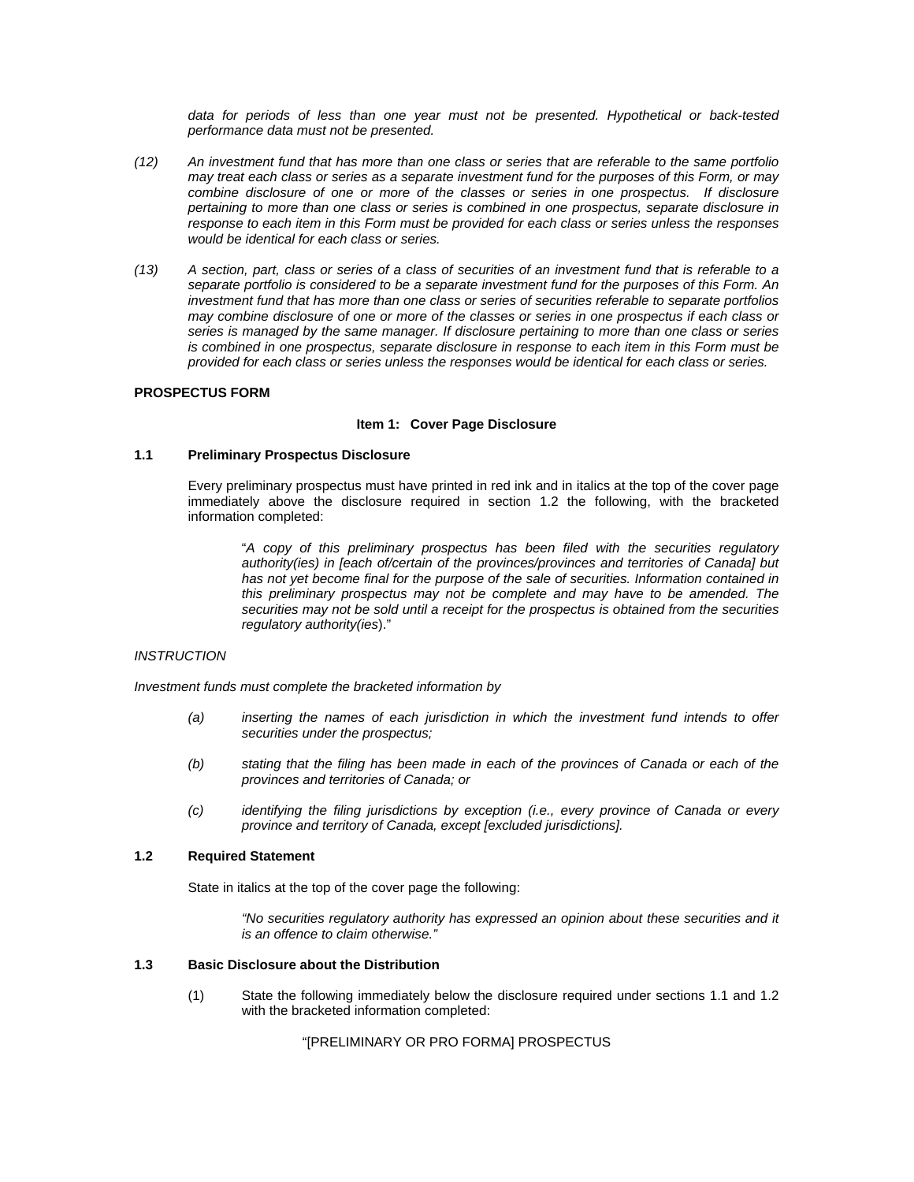*data for periods of less than one year must not be presented. Hypothetical or back-tested performance data must not be presented.*

*(12) An investment fund that has more than one class or series that are referable to the same portfolio may treat each class or series as a separate investment fund for the purposes of this Form, or may combine disclosure of one or more of the classes or series in one prospectus. If disclosure pertaining to more than one class or series is combined in one prospectus, separate disclosure in response to each item in this Form must be provided for each class or series unless the responses would be identical for each class or series.*

*(13) A section, part, class or series of a class of securities of an investment fund that is referable to a separate portfolio is considered to be a separate investment fund for the purposes of this Form. An investment fund that has more than one class or series of securities referable to separate portfolios may combine disclosure of one or more of the classes or series in one prospectus if each class or series is managed by the same manager. If disclosure pertaining to more than one class or series is combined in one prospectus, separate disclosure in response to each item in this Form must be provided for each class or series unless the responses would be identical for each class or series.*

**PROSPECTUS FORM**

**Item 1: Cover Page Disclosure**

**1.1 Preliminary Prospectus Disclosure**

Every preliminary prospectus must have printed in red ink and in italics at the top of the cover page immediately above the disclosure required in section 1.2 the following, with the bracketed information completed:

> "*A copy of this preliminary prospectus has been filed with the securities regulatory authority(ies) in [each of/certain of the provinces/provinces and territories of Canada] but has not yet become final for the purpose of the sale of securities. Information contained in this preliminary prospectus may not be complete and may have to be amended. The securities may not be sold until a receipt for the prospectus is obtained from the securities regulatory authority(ies*)."

*INSTRUCTION*

*Investment funds must complete the bracketed information by*

*(a) inserting the names of each jurisdiction in which the investment fund intends to offer securities under the prospectus;*

*(b) stating that the filing has been made in each of the provinces of Canada or each of the provinces and territories of Canada; or*

*(c) identifying the filing jurisdictions by exception (i.e., every province of Canada or every province and territory of Canada, except [excluded jurisdictions].*

**1.2 Required Statement**

State in italics at the top of the cover page the following:

> *"No securities regulatory authority has expressed an opinion about these securities and it is an offence to claim otherwise."*

**1.3 Basic Disclosure about the Distribution**

(1) State the following immediately below the disclosure required under sections 1.1 and 1.2 with the bracketed information completed:

"[PRELIMINARY OR PRO FORMA] PROSPECTUS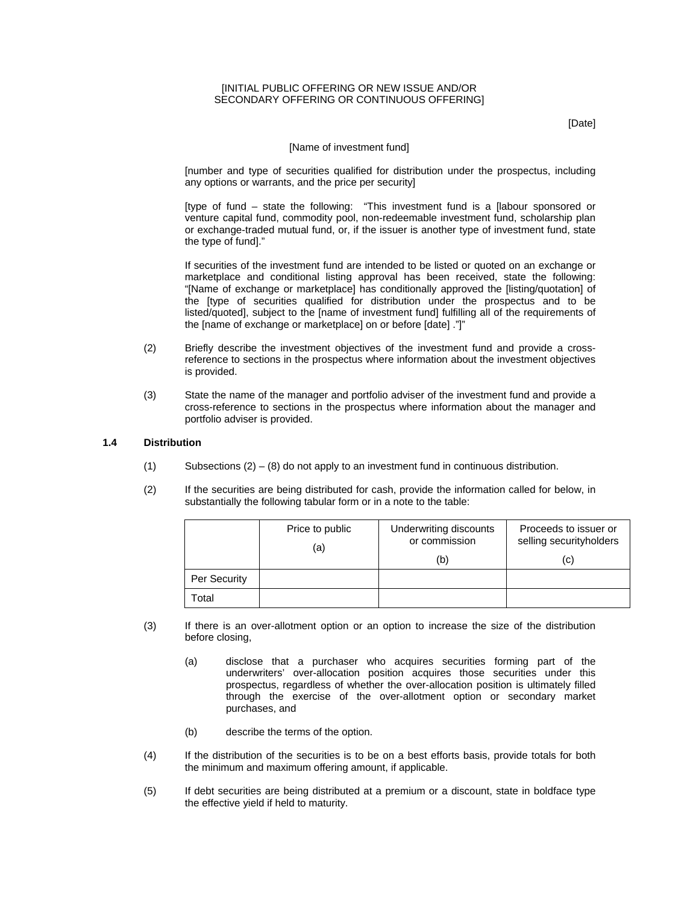[INITIAL PUBLIC OFFERING OR NEW ISSUE AND/OR SECONDARY OFFERING OR CONTINUOUS OFFERING]

[Date]

[Name of investment fund]

[number and type of securities qualified for distribution under the prospectus, including any options or warrants, and the price per security]

[type of fund – state the following: "This investment fund is a [labour sponsored or venture capital fund, commodity pool, non-redeemable investment fund, scholarship plan or exchange-traded mutual fund, or, if the issuer is another type of investment fund, state the type of fund]."

If securities of the investment fund are intended to be listed or quoted on an exchange or marketplace and conditional listing approval has been received, state the following: "[Name of exchange or marketplace] has conditionally approved the [listing/quotation] of the [type of securities qualified for distribution under the prospectus and to be listed/quoted], subject to the [name of investment fund] fulfilling all of the requirements of the [name of exchange or marketplace] on or before [date] ."]"

(2) Briefly describe the investment objectives of the investment fund and provide a cross-reference to sections in the prospectus where information about the investment objectives is provided.

(3) State the name of the manager and portfolio adviser of the investment fund and provide a cross-reference to sections in the prospectus where information about the manager and portfolio adviser is provided.

**1.4 Distribution**

(1) Subsections (2) – (8) do not apply to an investment fund in continuous distribution.

(2) If the securities are being distributed for cash, provide the information called for below, in substantially the following tabular form or in a note to the table:

| | Price to public (a) | Underwriting discounts or commission (b) | Proceeds to issuer or selling securityholders (c) |
|---|---|---|---|
| Per Security | | | |
| Total | | | |

(3) If there is an over-allotment option or an option to increase the size of the distribution before closing,

(a) disclose that a purchaser who acquires securities forming part of the underwriters' over-allocation position acquires those securities under this prospectus, regardless of whether the over-allocation position is ultimately filled through the exercise of the over-allotment option or secondary market purchases, and

(b) describe the terms of the option.

(4) If the distribution of the securities is to be on a best efforts basis, provide totals for both the minimum and maximum offering amount, if applicable.

(5) If debt securities are being distributed at a premium or a discount, state in boldface type the effective yield if held to maturity.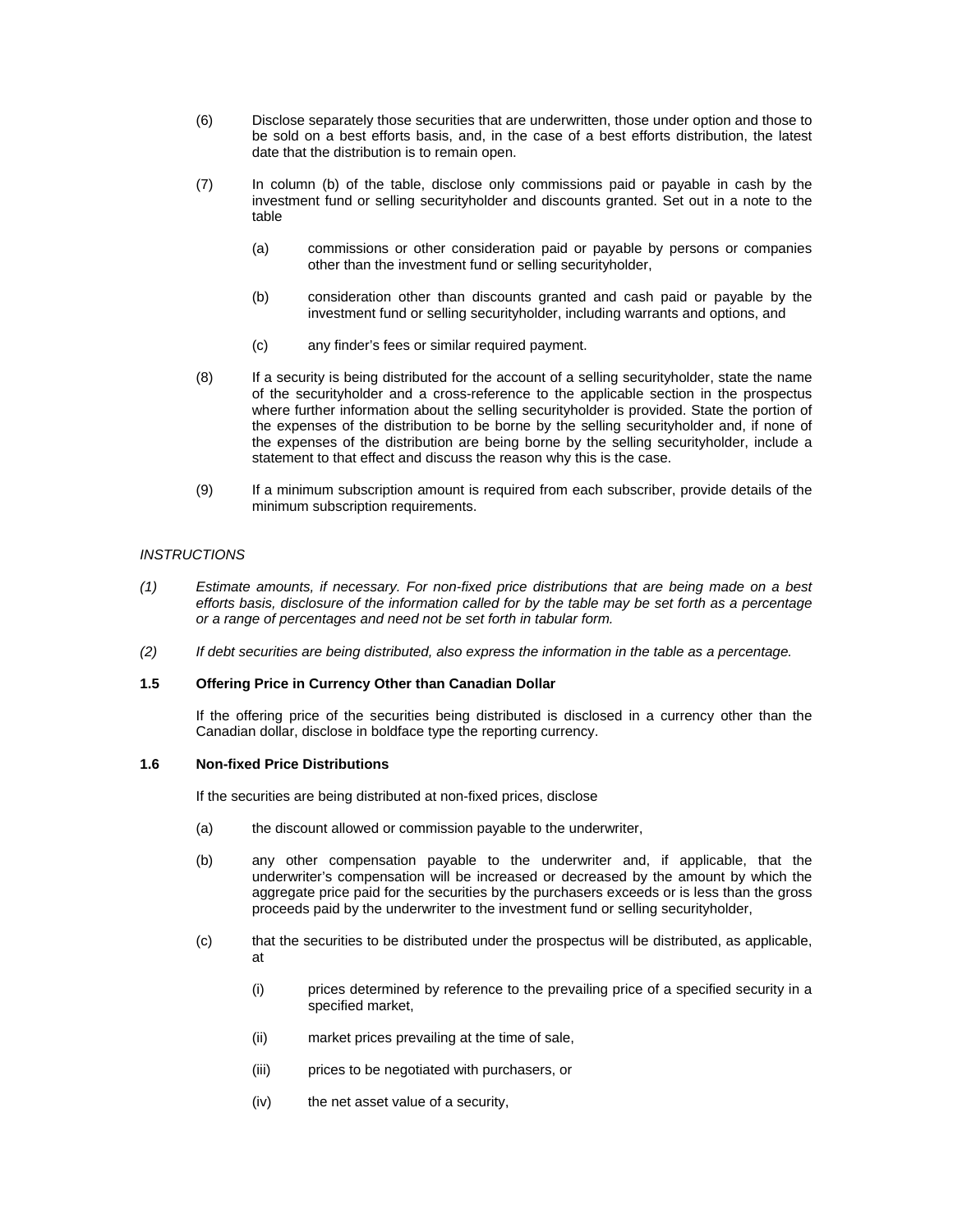(6) Disclose separately those securities that are underwritten, those under option and those to be sold on a best efforts basis, and, in the case of a best efforts distribution, the latest date that the distribution is to remain open.

(7) In column (b) of the table, disclose only commissions paid or payable in cash by the investment fund or selling securityholder and discounts granted. Set out in a note to the table

(a) commissions or other consideration paid or payable by persons or companies other than the investment fund or selling securityholder,

(b) consideration other than discounts granted and cash paid or payable by the investment fund or selling securityholder, including warrants and options, and

(c) any finder's fees or similar required payment.

(8) If a security is being distributed for the account of a selling securityholder, state the name of the securityholder and a cross-reference to the applicable section in the prospectus where further information about the selling securityholder is provided. State the portion of the expenses of the distribution to be borne by the selling securityholder and, if none of the expenses of the distribution are being borne by the selling securityholder, include a statement to that effect and discuss the reason why this is the case.

(9) If a minimum subscription amount is required from each subscriber, provide details of the minimum subscription requirements.

*INSTRUCTIONS*

*(1) Estimate amounts, if necessary. For non-fixed price distributions that are being made on a best efforts basis, disclosure of the information called for by the table may be set forth as a percentage or a range of percentages and need not be set forth in tabular form.*

*(2) If debt securities are being distributed, also express the information in the table as a percentage.*

**1.5 Offering Price in Currency Other than Canadian Dollar**

If the offering price of the securities being distributed is disclosed in a currency other than the Canadian dollar, disclose in boldface type the reporting currency.

**1.6 Non-fixed Price Distributions**

If the securities are being distributed at non-fixed prices, disclose

(a) the discount allowed or commission payable to the underwriter,

(b) any other compensation payable to the underwriter and, if applicable, that the underwriter's compensation will be increased or decreased by the amount by which the aggregate price paid for the securities by the purchasers exceeds or is less than the gross proceeds paid by the underwriter to the investment fund or selling securityholder,

(c) that the securities to be distributed under the prospectus will be distributed, as applicable, at

(i) prices determined by reference to the prevailing price of a specified security in a specified market,

(ii) market prices prevailing at the time of sale,

(iii) prices to be negotiated with purchasers, or

(iv) the net asset value of a security,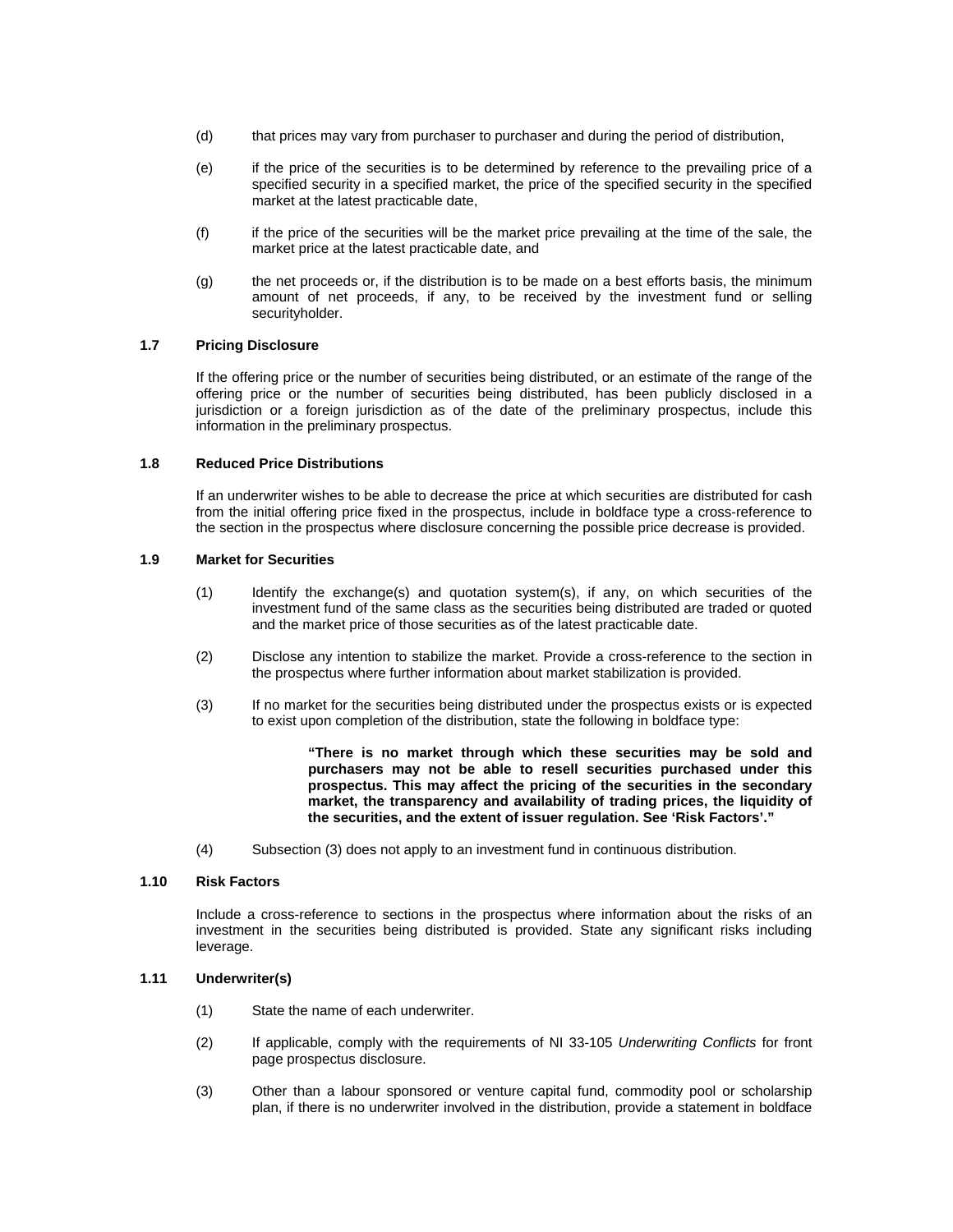(d) that prices may vary from purchaser to purchaser and during the period of distribution,

(e) if the price of the securities is to be determined by reference to the prevailing price of a specified security in a specified market, the price of the specified security in the specified market at the latest practicable date,

(f) if the price of the securities will be the market price prevailing at the time of the sale, the market price at the latest practicable date, and

(g) the net proceeds or, if the distribution is to be made on a best efforts basis, the minimum amount of net proceeds, if any, to be received by the investment fund or selling securityholder.

### 1.7 Pricing Disclosure

If the offering price or the number of securities being distributed, or an estimate of the range of the offering price or the number of securities being distributed, has been publicly disclosed in a jurisdiction or a foreign jurisdiction as of the date of the preliminary prospectus, include this information in the preliminary prospectus.

### 1.8 Reduced Price Distributions

If an underwriter wishes to be able to decrease the price at which securities are distributed for cash from the initial offering price fixed in the prospectus, include in boldface type a cross-reference to the section in the prospectus where disclosure concerning the possible price decrease is provided.

### 1.9 Market for Securities

(1) Identify the exchange(s) and quotation system(s), if any, on which securities of the investment fund of the same class as the securities being distributed are traded or quoted and the market price of those securities as of the latest practicable date.

(2) Disclose any intention to stabilize the market. Provide a cross-reference to the section in the prospectus where further information about market stabilization is provided.

(3) If no market for the securities being distributed under the prospectus exists or is expected to exist upon completion of the distribution, state the following in boldface type:

> **"There is no market through which these securities may be sold and purchasers may not be able to resell securities purchased under this prospectus. This may affect the pricing of the securities in the secondary market, the transparency and availability of trading prices, the liquidity of the securities, and the extent of issuer regulation. See 'Risk Factors'."**

(4) Subsection (3) does not apply to an investment fund in continuous distribution.

### 1.10 Risk Factors

Include a cross-reference to sections in the prospectus where information about the risks of an investment in the securities being distributed is provided. State any significant risks including leverage.

### 1.11 Underwriter(s)

(1) State the name of each underwriter.

(2) If applicable, comply with the requirements of NI 33-105 *Underwriting Conflicts* for front page prospectus disclosure.

(3) Other than a labour sponsored or venture capital fund, commodity pool or scholarship plan, if there is no underwriter involved in the distribution, provide a statement in boldface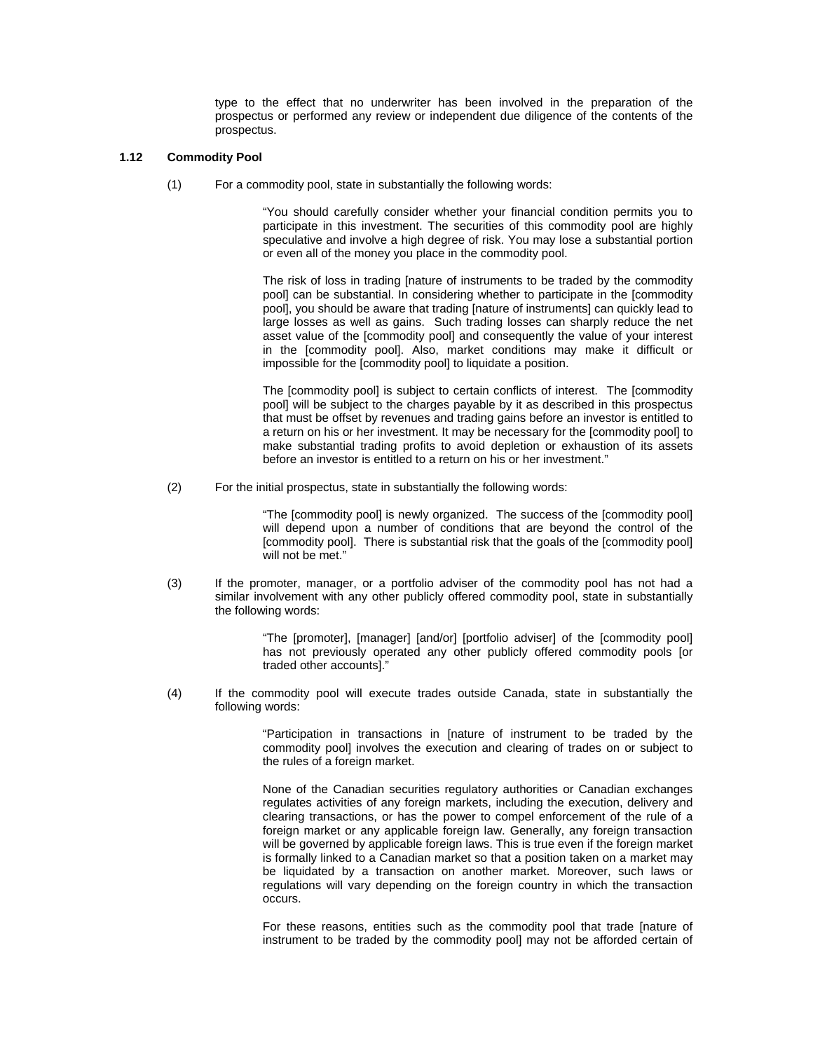type to the effect that no underwriter has been involved in the preparation of the prospectus or performed any review or independent due diligence of the contents of the prospectus.

### 1.12 Commodity Pool

(1) For a commodity pool, state in substantially the following words:

> "You should carefully consider whether your financial condition permits you to participate in this investment. The securities of this commodity pool are highly speculative and involve a high degree of risk. You may lose a substantial portion or even all of the money you place in the commodity pool.
>
> The risk of loss in trading [nature of instruments to be traded by the commodity pool] can be substantial. In considering whether to participate in the [commodity pool], you should be aware that trading [nature of instruments] can quickly lead to large losses as well as gains. Such trading losses can sharply reduce the net asset value of the [commodity pool] and consequently the value of your interest in the [commodity pool]. Also, market conditions may make it difficult or impossible for the [commodity pool] to liquidate a position.
>
> The [commodity pool] is subject to certain conflicts of interest. The [commodity pool] will be subject to the charges payable by it as described in this prospectus that must be offset by revenues and trading gains before an investor is entitled to a return on his or her investment. It may be necessary for the [commodity pool] to make substantial trading profits to avoid depletion or exhaustion of its assets before an investor is entitled to a return on his or her investment."

(2) For the initial prospectus, state in substantially the following words:

> "The [commodity pool] is newly organized. The success of the [commodity pool] will depend upon a number of conditions that are beyond the control of the [commodity pool]. There is substantial risk that the goals of the [commodity pool] will not be met."

(3) If the promoter, manager, or a portfolio adviser of the commodity pool has not had a similar involvement with any other publicly offered commodity pool, state in substantially the following words:

> "The [promoter], [manager] [and/or] [portfolio adviser] of the [commodity pool] has not previously operated any other publicly offered commodity pools [or traded other accounts]."

(4) If the commodity pool will execute trades outside Canada, state in substantially the following words:

> "Participation in transactions in [nature of instrument to be traded by the commodity pool] involves the execution and clearing of trades on or subject to the rules of a foreign market.
>
> None of the Canadian securities regulatory authorities or Canadian exchanges regulates activities of any foreign markets, including the execution, delivery and clearing transactions, or has the power to compel enforcement of the rule of a foreign market or any applicable foreign law. Generally, any foreign transaction will be governed by applicable foreign laws. This is true even if the foreign market is formally linked to a Canadian market so that a position taken on a market may be liquidated by a transaction on another market. Moreover, such laws or regulations will vary depending on the foreign country in which the transaction occurs.
>
> For these reasons, entities such as the commodity pool that trade [nature of instrument to be traded by the commodity pool] may not be afforded certain of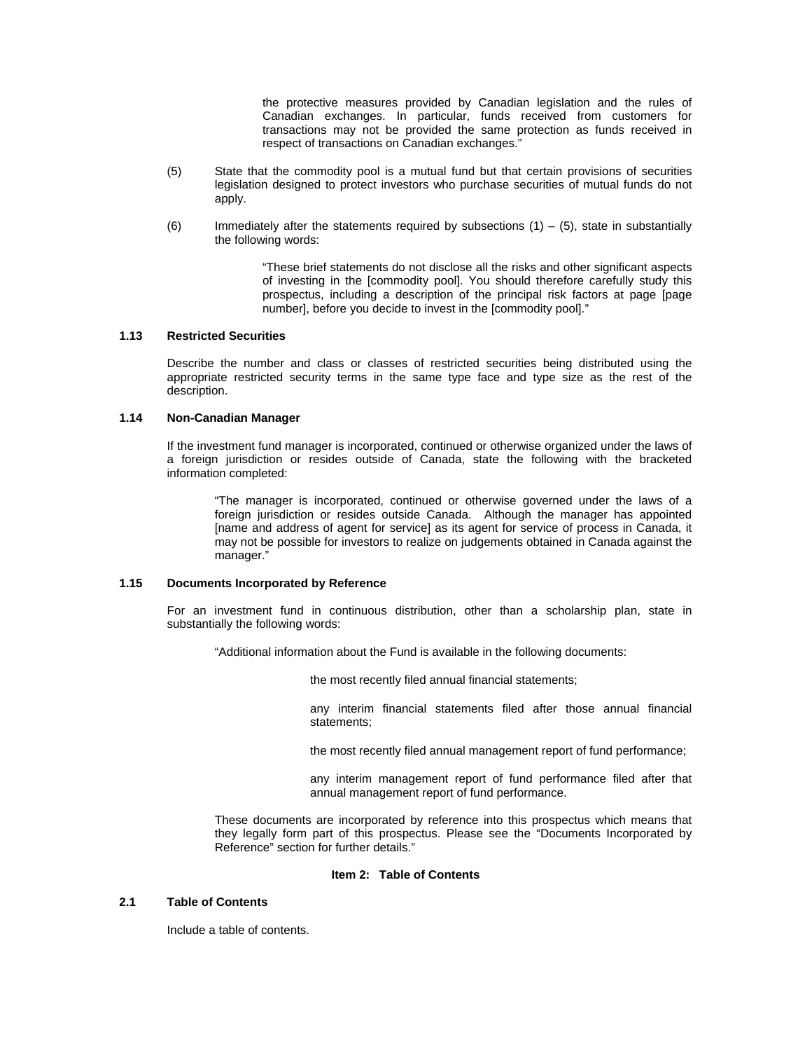the protective measures provided by Canadian legislation and the rules of Canadian exchanges. In particular, funds received from customers for transactions may not be provided the same protection as funds received in respect of transactions on Canadian exchanges."

(5) State that the commodity pool is a mutual fund but that certain provisions of securities legislation designed to protect investors who purchase securities of mutual funds do not apply.

(6) Immediately after the statements required by subsections (1) – (5), state in substantially the following words:

> "These brief statements do not disclose all the risks and other significant aspects of investing in the [commodity pool]. You should therefore carefully study this prospectus, including a description of the principal risk factors at page [page number], before you decide to invest in the [commodity pool]."

**1.13 Restricted Securities**

Describe the number and class or classes of restricted securities being distributed using the appropriate restricted security terms in the same type face and type size as the rest of the description.

**1.14 Non-Canadian Manager**

If the investment fund manager is incorporated, continued or otherwise organized under the laws of a foreign jurisdiction or resides outside of Canada, state the following with the bracketed information completed:

> "The manager is incorporated, continued or otherwise governed under the laws of a foreign jurisdiction or resides outside Canada. Although the manager has appointed [name and address of agent for service] as its agent for service of process in Canada, it may not be possible for investors to realize on judgements obtained in Canada against the manager."

**1.15 Documents Incorporated by Reference**

For an investment fund in continuous distribution, other than a scholarship plan, state in substantially the following words:

> "Additional information about the Fund is available in the following documents:
>
> the most recently filed annual financial statements;
>
> any interim financial statements filed after those annual financial statements;
>
> the most recently filed annual management report of fund performance;
>
> any interim management report of fund performance filed after that annual management report of fund performance.
>
> These documents are incorporated by reference into this prospectus which means that they legally form part of this prospectus. Please see the "Documents Incorporated by Reference" section for further details."

## Item 2: Table of Contents

**2.1 Table of Contents**

Include a table of contents.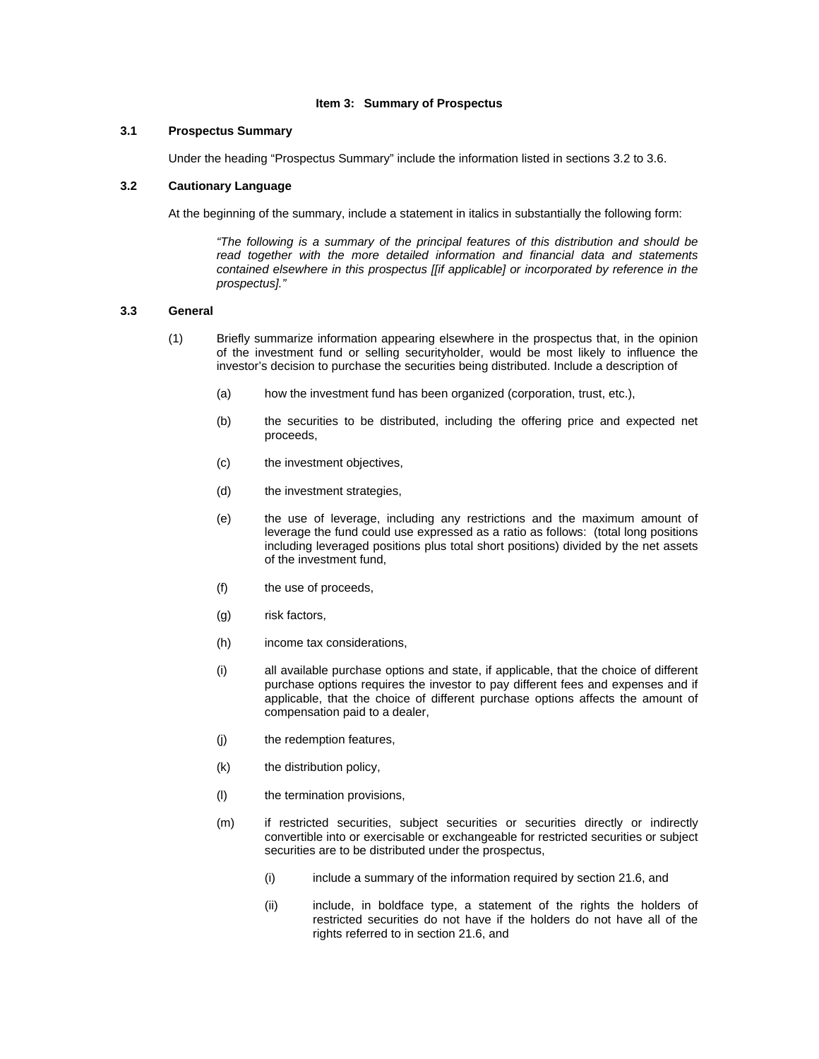## Item 3: Summary of Prospectus

### 3.1 Prospectus Summary

Under the heading "Prospectus Summary" include the information listed in sections 3.2 to 3.6.

### 3.2 Cautionary Language

At the beginning of the summary, include a statement in italics in substantially the following form:

> *"The following is a summary of the principal features of this distribution and should be read together with the more detailed information and financial data and statements contained elsewhere in this prospectus [[if applicable] or incorporated by reference in the prospectus]."*

### 3.3 General

(1) Briefly summarize information appearing elsewhere in the prospectus that, in the opinion of the investment fund or selling securityholder, would be most likely to influence the investor's decision to purchase the securities being distributed. Include a description of

- (a) how the investment fund has been organized (corporation, trust, etc.),
- (b) the securities to be distributed, including the offering price and expected net proceeds,
- (c) the investment objectives,
- (d) the investment strategies,
- (e) the use of leverage, including any restrictions and the maximum amount of leverage the fund could use expressed as a ratio as follows: (total long positions including leveraged positions plus total short positions) divided by the net assets of the investment fund,
- (f) the use of proceeds,
- (g) risk factors,
- (h) income tax considerations,
- (i) all available purchase options and state, if applicable, that the choice of different purchase options requires the investor to pay different fees and expenses and if applicable, that the choice of different purchase options affects the amount of compensation paid to a dealer,
- (j) the redemption features,
- (k) the distribution policy,
- (l) the termination provisions,
- (m) if restricted securities, subject securities or securities directly or indirectly convertible into or exercisable or exchangeable for restricted securities or subject securities are to be distributed under the prospectus,
  - (i) include a summary of the information required by section 21.6, and
  - (ii) include, in boldface type, a statement of the rights the holders of restricted securities do not have if the holders do not have all of the rights referred to in section 21.6, and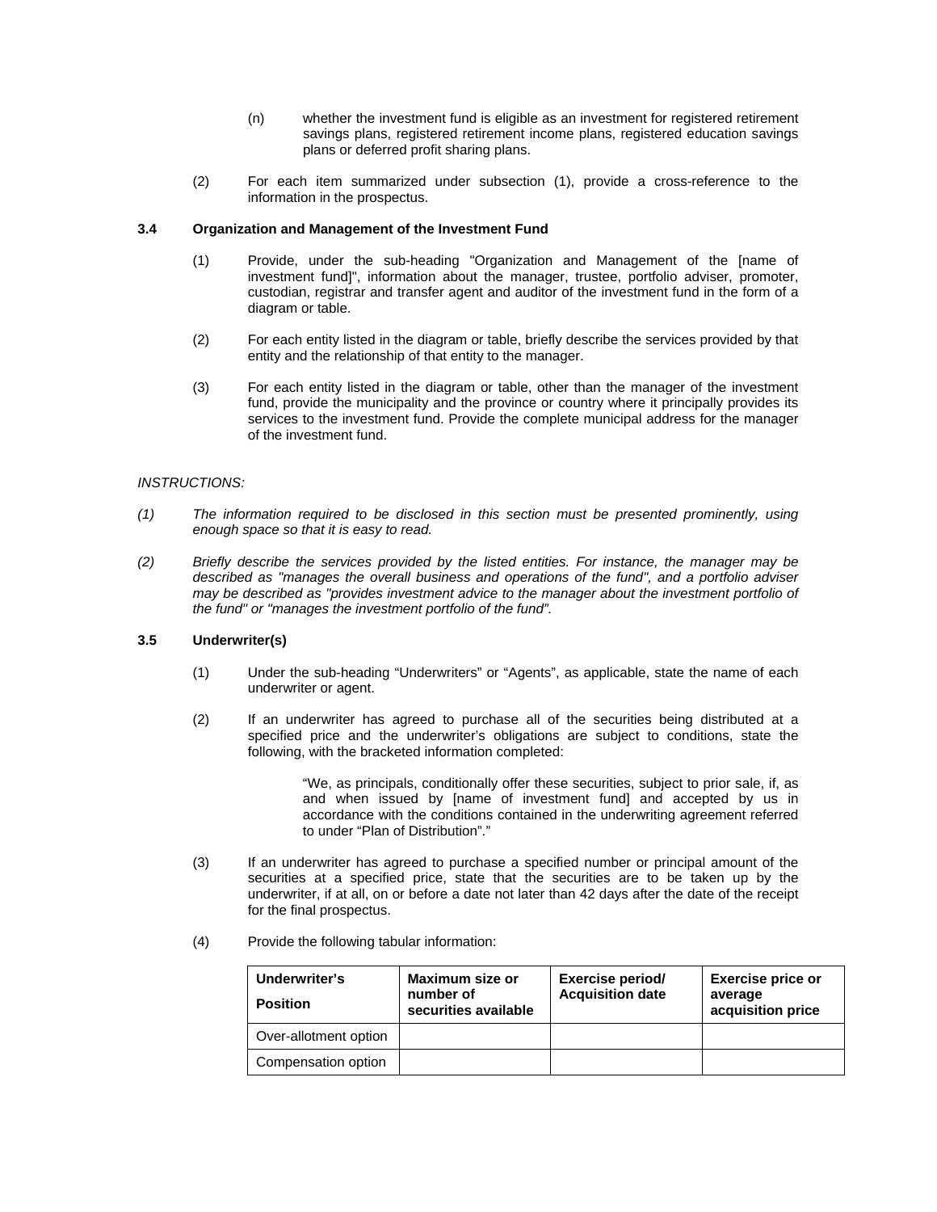(n) whether the investment fund is eligible as an investment for registered retirement savings plans, registered retirement income plans, registered education savings plans or deferred profit sharing plans.

(2) For each item summarized under subsection (1), provide a cross-reference to the information in the prospectus.

### 3.4 Organization and Management of the Investment Fund

(1) Provide, under the sub-heading "Organization and Management of the [name of investment fund]", information about the manager, trustee, portfolio adviser, promoter, custodian, registrar and transfer agent and auditor of the investment fund in the form of a diagram or table.

(2) For each entity listed in the diagram or table, briefly describe the services provided by that entity and the relationship of that entity to the manager.

(3) For each entity listed in the diagram or table, other than the manager of the investment fund, provide the municipality and the province or country where it principally provides its services to the investment fund. Provide the complete municipal address for the manager of the investment fund.

*INSTRUCTIONS:*

*(1) The information required to be disclosed in this section must be presented prominently, using enough space so that it is easy to read.*

*(2) Briefly describe the services provided by the listed entities. For instance, the manager may be described as "manages the overall business and operations of the fund", and a portfolio adviser may be described as "provides investment advice to the manager about the investment portfolio of the fund" or "manages the investment portfolio of the fund".*

### 3.5 Underwriter(s)

(1) Under the sub-heading “Underwriters” or “Agents”, as applicable, state the name of each underwriter or agent.

(2) If an underwriter has agreed to purchase all of the securities being distributed at a specified price and the underwriter's obligations are subject to conditions, state the following, with the bracketed information completed:

> “We, as principals, conditionally offer these securities, subject to prior sale, if, as and when issued by [name of investment fund] and accepted by us in accordance with the conditions contained in the underwriting agreement referred to under “Plan of Distribution”.”

(3) If an underwriter has agreed to purchase a specified number or principal amount of the securities at a specified price, state that the securities are to be taken up by the underwriter, if at all, on or before a date not later than 42 days after the date of the receipt for the final prospectus.

(4) Provide the following tabular information:

| Underwriter's Position | Maximum size or number of securities available | Exercise period/ Acquisition date | Exercise price or average acquisition price |
|---|---|---|---|
| Over-allotment option | | | |
| Compensation option | | | |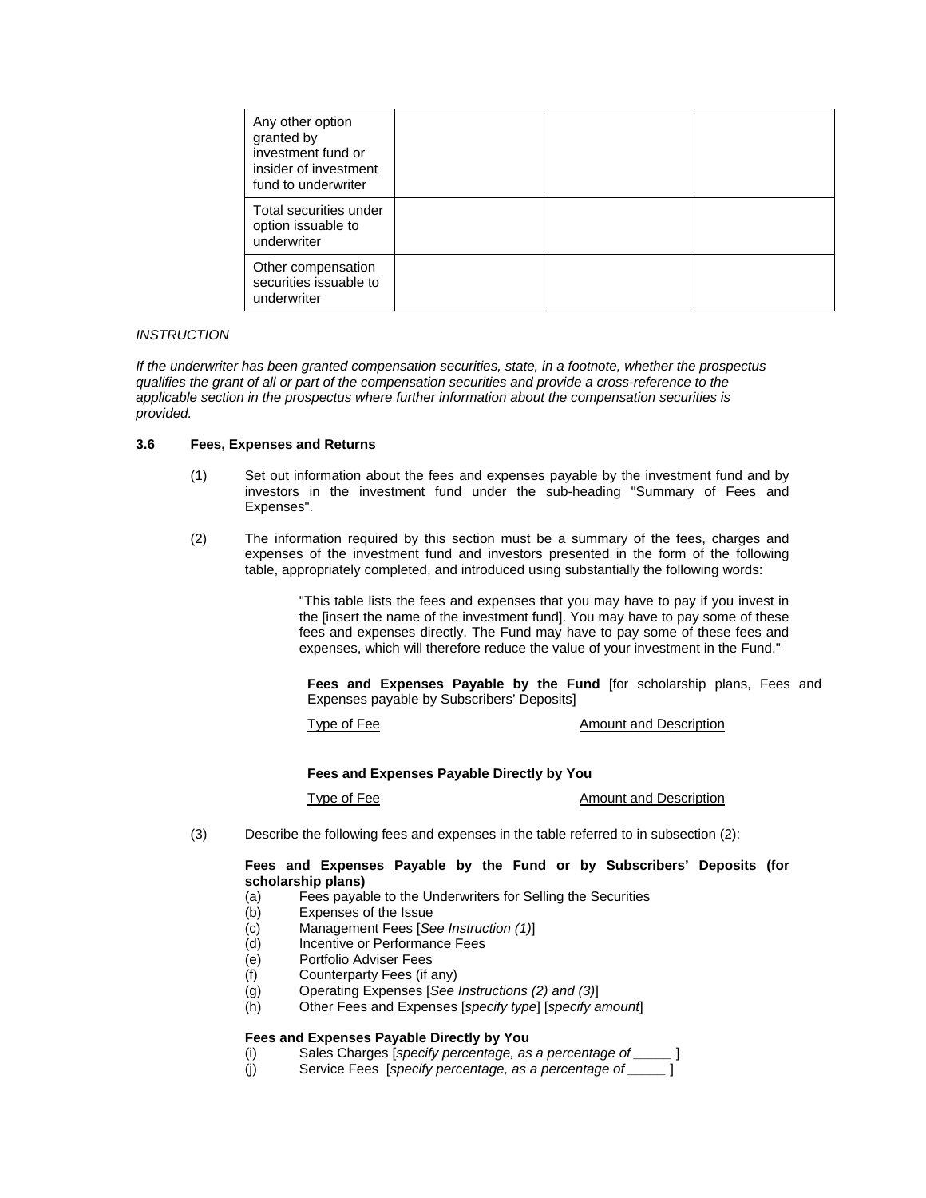| Any other option granted by investment fund or insider of investment fund to underwriter | | | |
|---|---|---|---|
| Total securities under option issuable to underwriter | | | |
| Other compensation securities issuable to underwriter | | | |

*INSTRUCTION*

*If the underwriter has been granted compensation securities, state, in a footnote, whether the prospectus qualifies the grant of all or part of the compensation securities and provide a cross-reference to the applicable section in the prospectus where further information about the compensation securities is provided.*

**3.6 Fees, Expenses and Returns**

(1) Set out information about the fees and expenses payable by the investment fund and by investors in the investment fund under the sub-heading "Summary of Fees and Expenses".

(2) The information required by this section must be a summary of the fees, charges and expenses of the investment fund and investors presented in the form of the following table, appropriately completed, and introduced using substantially the following words:

> "This table lists the fees and expenses that you may have to pay if you invest in the [insert the name of the investment fund]. You may have to pay some of these fees and expenses directly. The Fund may have to pay some of these fees and expenses, which will therefore reduce the value of your investment in the Fund."

**Fees and Expenses Payable by the Fund** [for scholarship plans, Fees and Expenses payable by Subscribers' Deposits]

| Type of Fee | Amount and Description |
|---|---|

**Fees and Expenses Payable Directly by You**

| Type of Fee | Amount and Description |
|---|---|

(3) Describe the following fees and expenses in the table referred to in subsection (2):

**Fees and Expenses Payable by the Fund or by Subscribers' Deposits (for scholarship plans)**

(a) Fees payable to the Underwriters for Selling the Securities
(b) Expenses of the Issue
(c) Management Fees [*See Instruction (1)*]
(d) Incentive or Performance Fees
(e) Portfolio Adviser Fees
(f) Counterparty Fees (if any)
(g) Operating Expenses [*See Instructions (2) and (3)*]
(h) Other Fees and Expenses [*specify type*] [*specify amount*]

**Fees and Expenses Payable Directly by You**

(i) Sales Charges [*specify percentage, as a percentage of _____* ]
(j) Service Fees [*specify percentage, as a percentage of _____* ]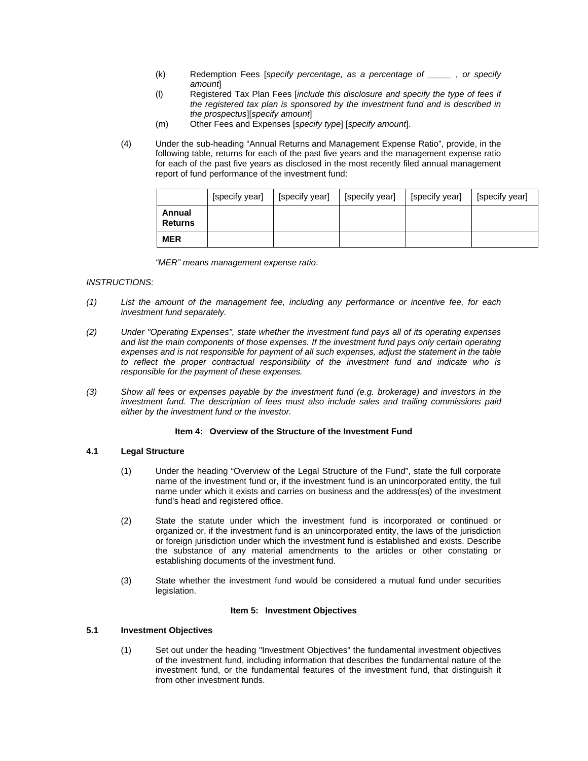(k) Redemption Fees [*specify percentage, as a percentage of _____ , or specify amount*]

(l) Registered Tax Plan Fees [*include this disclosure and specify the type of fees if the registered tax plan is sponsored by the investment fund and is described in the prospectus*][*specify amount*]

(m) Other Fees and Expenses [*specify type*] [*specify amount*].

(4) Under the sub-heading "Annual Returns and Management Expense Ratio", provide, in the following table, returns for each of the past five years and the management expense ratio for each of the past five years as disclosed in the most recently filed annual management report of fund performance of the investment fund:

| | [specify year] | [specify year] | [specify year] | [specify year] | [specify year] |
|---|---|---|---|---|---|
| **Annual Returns** | | | | | |
| **MER** | | | | | |

*"MER" means management expense ratio*.

*INSTRUCTIONS:*

*(1) List the amount of the management fee, including any performance or incentive fee, for each investment fund separately.*

*(2) Under "Operating Expenses", state whether the investment fund pays all of its operating expenses and list the main components of those expenses. If the investment fund pays only certain operating expenses and is not responsible for payment of all such expenses, adjust the statement in the table to reflect the proper contractual responsibility of the investment fund and indicate who is responsible for the payment of these expenses.*

*(3) Show all fees or expenses payable by the investment fund (e.g. brokerage) and investors in the investment fund. The description of fees must also include sales and trailing commissions paid either by the investment fund or the investor.*

### Item 4: Overview of the Structure of the Investment Fund

**4.1 Legal Structure**

(1) Under the heading "Overview of the Legal Structure of the Fund", state the full corporate name of the investment fund or, if the investment fund is an unincorporated entity, the full name under which it exists and carries on business and the address(es) of the investment fund's head and registered office.

(2) State the statute under which the investment fund is incorporated or continued or organized or, if the investment fund is an unincorporated entity, the laws of the jurisdiction or foreign jurisdiction under which the investment fund is established and exists. Describe the substance of any material amendments to the articles or other constating or establishing documents of the investment fund.

(3) State whether the investment fund would be considered a mutual fund under securities legislation.

### Item 5: Investment Objectives

**5.1 Investment Objectives**

(1) Set out under the heading "Investment Objectives" the fundamental investment objectives of the investment fund, including information that describes the fundamental nature of the investment fund, or the fundamental features of the investment fund, that distinguish it from other investment funds.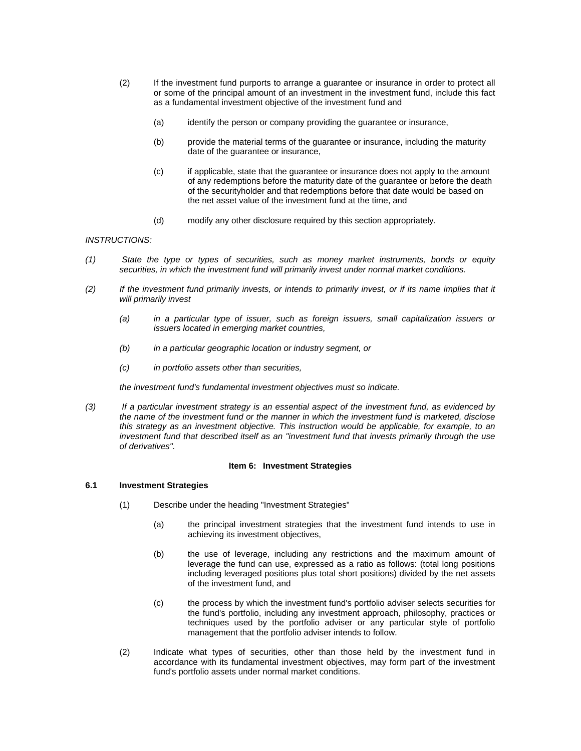(2) If the investment fund purports to arrange a guarantee or insurance in order to protect all or some of the principal amount of an investment in the investment fund, include this fact as a fundamental investment objective of the investment fund and

   (a) identify the person or company providing the guarantee or insurance,

   (b) provide the material terms of the guarantee or insurance, including the maturity date of the guarantee or insurance,

   (c) if applicable, state that the guarantee or insurance does not apply to the amount of any redemptions before the maturity date of the guarantee or before the death of the securityholder and that redemptions before that date would be based on the net asset value of the investment fund at the time, and

   (d) modify any other disclosure required by this section appropriately.

*INSTRUCTIONS:*

*(1) State the type or types of securities, such as money market instruments, bonds or equity securities, in which the investment fund will primarily invest under normal market conditions.*

*(2) If the investment fund primarily invests, or intends to primarily invest, or if its name implies that it will primarily invest*

   *(a) in a particular type of issuer, such as foreign issuers, small capitalization issuers or issuers located in emerging market countries,*

   *(b) in a particular geographic location or industry segment, or*

   *(c) in portfolio assets other than securities,*

*the investment fund's fundamental investment objectives must so indicate.*

*(3) If a particular investment strategy is an essential aspect of the investment fund, as evidenced by the name of the investment fund or the manner in which the investment fund is marketed, disclose this strategy as an investment objective. This instruction would be applicable, for example, to an investment fund that described itself as an "investment fund that invests primarily through the use of derivatives".*

## Item 6: Investment Strategies

### 6.1 Investment Strategies

(1) Describe under the heading "Investment Strategies"

   (a) the principal investment strategies that the investment fund intends to use in achieving its investment objectives,

   (b) the use of leverage, including any restrictions and the maximum amount of leverage the fund can use, expressed as a ratio as follows: (total long positions including leveraged positions plus total short positions) divided by the net assets of the investment fund, and

   (c) the process by which the investment fund's portfolio adviser selects securities for the fund's portfolio, including any investment approach, philosophy, practices or techniques used by the portfolio adviser or any particular style of portfolio management that the portfolio adviser intends to follow.

(2) Indicate what types of securities, other than those held by the investment fund in accordance with its fundamental investment objectives, may form part of the investment fund's portfolio assets under normal market conditions.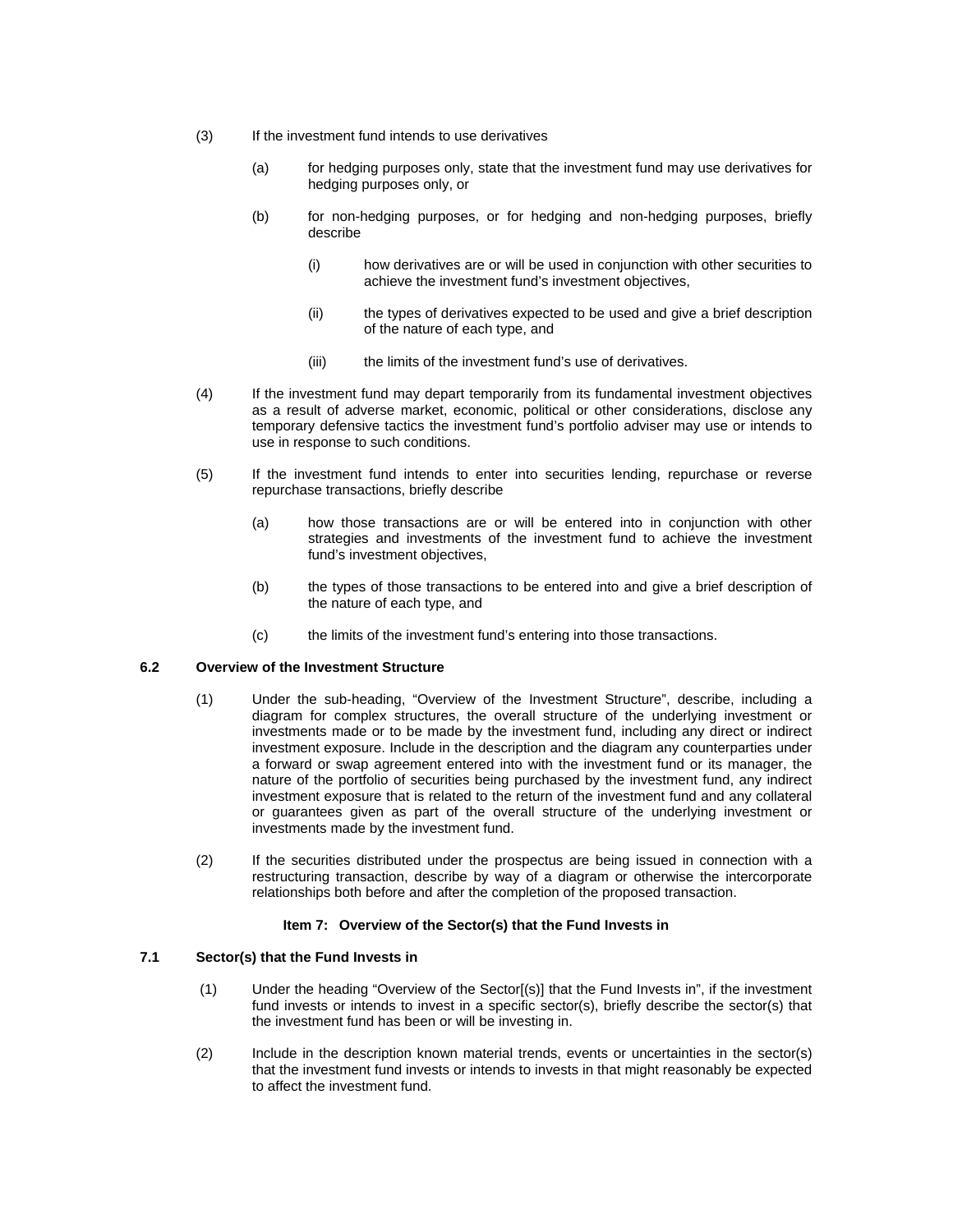(3) If the investment fund intends to use derivatives

(a) for hedging purposes only, state that the investment fund may use derivatives for hedging purposes only, or

(b) for non-hedging purposes, or for hedging and non-hedging purposes, briefly describe

(i) how derivatives are or will be used in conjunction with other securities to achieve the investment fund's investment objectives,

(ii) the types of derivatives expected to be used and give a brief description of the nature of each type, and

(iii) the limits of the investment fund's use of derivatives.

(4) If the investment fund may depart temporarily from its fundamental investment objectives as a result of adverse market, economic, political or other considerations, disclose any temporary defensive tactics the investment fund's portfolio adviser may use or intends to use in response to such conditions.

(5) If the investment fund intends to enter into securities lending, repurchase or reverse repurchase transactions, briefly describe

(a) how those transactions are or will be entered into in conjunction with other strategies and investments of the investment fund to achieve the investment fund's investment objectives,

(b) the types of those transactions to be entered into and give a brief description of the nature of each type, and

(c) the limits of the investment fund's entering into those transactions.

### 6.2 Overview of the Investment Structure

(1) Under the sub-heading, "Overview of the Investment Structure", describe, including a diagram for complex structures, the overall structure of the underlying investment or investments made or to be made by the investment fund, including any direct or indirect investment exposure. Include in the description and the diagram any counterparties under a forward or swap agreement entered into with the investment fund or its manager, the nature of the portfolio of securities being purchased by the investment fund, any indirect investment exposure that is related to the return of the investment fund and any collateral or guarantees given as part of the overall structure of the underlying investment or investments made by the investment fund.

(2) If the securities distributed under the prospectus are being issued in connection with a restructuring transaction, describe by way of a diagram or otherwise the intercorporate relationships both before and after the completion of the proposed transaction.

## Item 7: Overview of the Sector(s) that the Fund Invests in

### 7.1 Sector(s) that the Fund Invests in

(1) Under the heading "Overview of the Sector[(s)] that the Fund Invests in", if the investment fund invests or intends to invest in a specific sector(s), briefly describe the sector(s) that the investment fund has been or will be investing in.

(2) Include in the description known material trends, events or uncertainties in the sector(s) that the investment fund invests or intends to invests in that might reasonably be expected to affect the investment fund.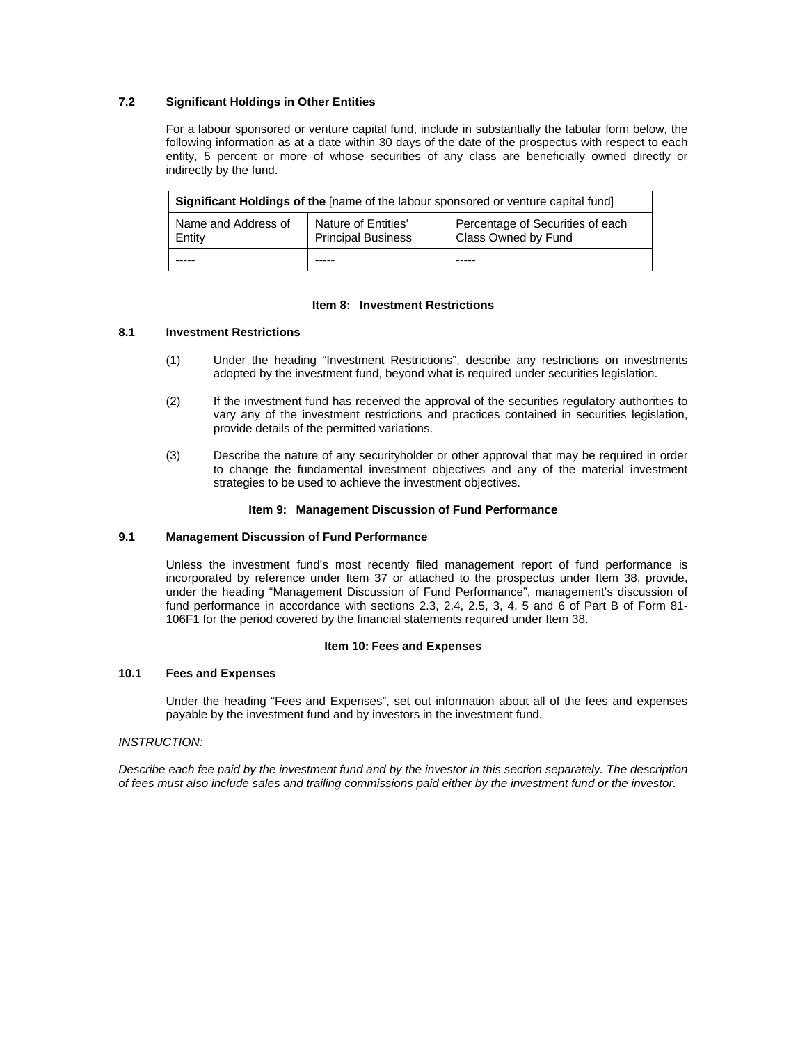### 7.2 Significant Holdings in Other Entities

For a labour sponsored or venture capital fund, include in substantially the tabular form below, the following information as at a date within 30 days of the date of the prospectus with respect to each entity, 5 percent or more of whose securities of any class are beneficially owned directly or indirectly by the fund.

| **Significant Holdings of the** [name of the labour sponsored or venture capital fund] | | |
|---|---|---|
| Name and Address of Entity | Nature of Entities' Principal Business | Percentage of Securities of each Class Owned by Fund |
| ----- | ----- | ----- |

## Item 8: Investment Restrictions

### 8.1 Investment Restrictions

(1) Under the heading "Investment Restrictions", describe any restrictions on investments adopted by the investment fund, beyond what is required under securities legislation.

(2) If the investment fund has received the approval of the securities regulatory authorities to vary any of the investment restrictions and practices contained in securities legislation, provide details of the permitted variations.

(3) Describe the nature of any securityholder or other approval that may be required in order to change the fundamental investment objectives and any of the material investment strategies to be used to achieve the investment objectives.

## Item 9: Management Discussion of Fund Performance

### 9.1 Management Discussion of Fund Performance

Unless the investment fund's most recently filed management report of fund performance is incorporated by reference under Item 37 or attached to the prospectus under Item 38, provide, under the heading "Management Discussion of Fund Performance", management's discussion of fund performance in accordance with sections 2.3, 2.4, 2.5, 3, 4, 5 and 6 of Part B of Form 81-106F1 for the period covered by the financial statements required under Item 38.

## Item 10: Fees and Expenses

### 10.1 Fees and Expenses

Under the heading "Fees and Expenses", set out information about all of the fees and expenses payable by the investment fund and by investors in the investment fund.

*INSTRUCTION:*

*Describe each fee paid by the investment fund and by the investor in this section separately. The description of fees must also include sales and trailing commissions paid either by the investment fund or the investor.*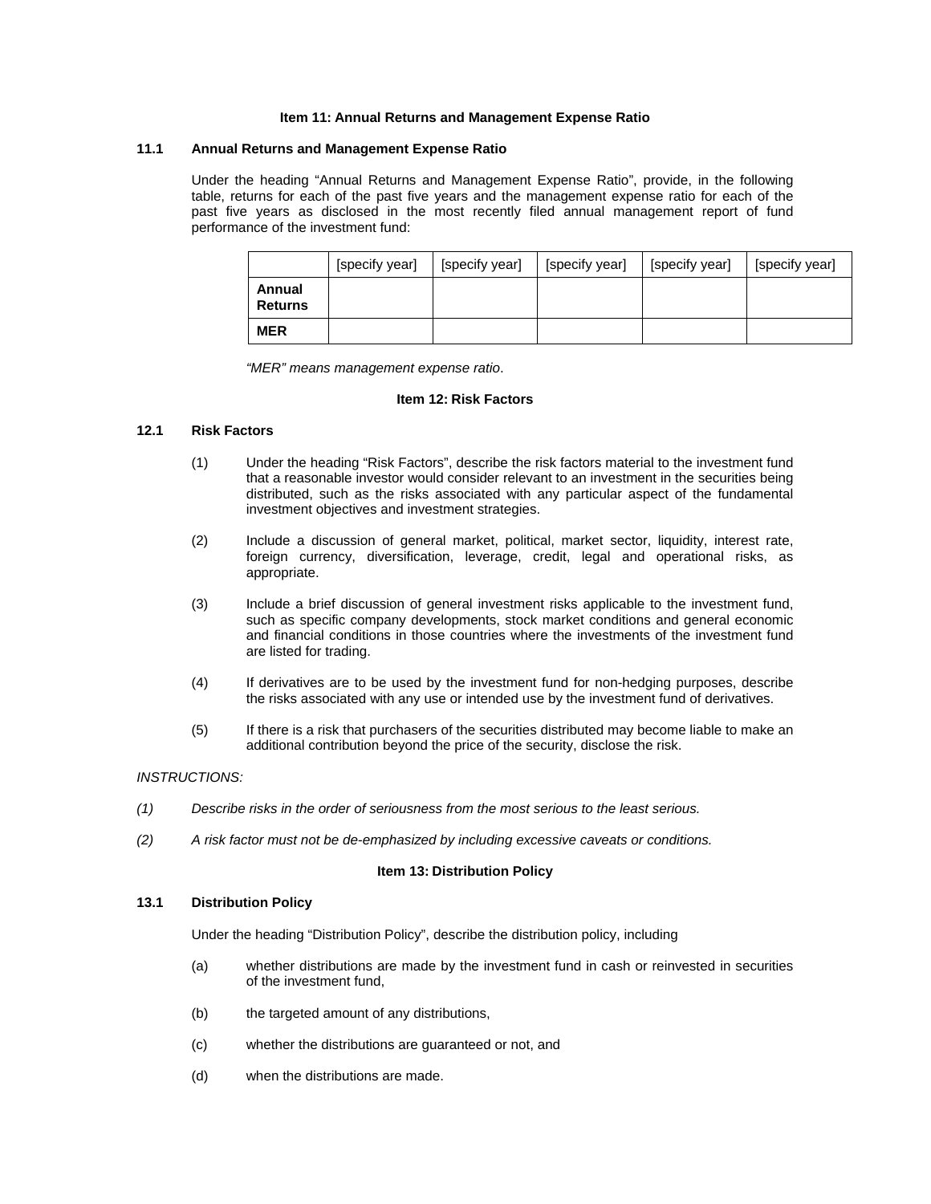### Item 11: Annual Returns and Management Expense Ratio

**11.1 Annual Returns and Management Expense Ratio**

Under the heading "Annual Returns and Management Expense Ratio", provide, in the following table, returns for each of the past five years and the management expense ratio for each of the past five years as disclosed in the most recently filed annual management report of fund performance of the investment fund:

| | [specify year] | [specify year] | [specify year] | [specify year] | [specify year] |
|---|---|---|---|---|---|
| **Annual Returns** | | | | | |
| **MER** | | | | | |

*"MER" means management expense ratio*.

### Item 12: Risk Factors

**12.1 Risk Factors**

(1) Under the heading "Risk Factors", describe the risk factors material to the investment fund that a reasonable investor would consider relevant to an investment in the securities being distributed, such as the risks associated with any particular aspect of the fundamental investment objectives and investment strategies.

(2) Include a discussion of general market, political, market sector, liquidity, interest rate, foreign currency, diversification, leverage, credit, legal and operational risks, as appropriate.

(3) Include a brief discussion of general investment risks applicable to the investment fund, such as specific company developments, stock market conditions and general economic and financial conditions in those countries where the investments of the investment fund are listed for trading.

(4) If derivatives are to be used by the investment fund for non-hedging purposes, describe the risks associated with any use or intended use by the investment fund of derivatives.

(5) If there is a risk that purchasers of the securities distributed may become liable to make an additional contribution beyond the price of the security, disclose the risk.

*INSTRUCTIONS:*

*(1) Describe risks in the order of seriousness from the most serious to the least serious.*

*(2) A risk factor must not be de-emphasized by including excessive caveats or conditions.*

### Item 13: Distribution Policy

**13.1 Distribution Policy**

Under the heading "Distribution Policy", describe the distribution policy, including

(a) whether distributions are made by the investment fund in cash or reinvested in securities of the investment fund,

(b) the targeted amount of any distributions,

(c) whether the distributions are guaranteed or not, and

(d) when the distributions are made.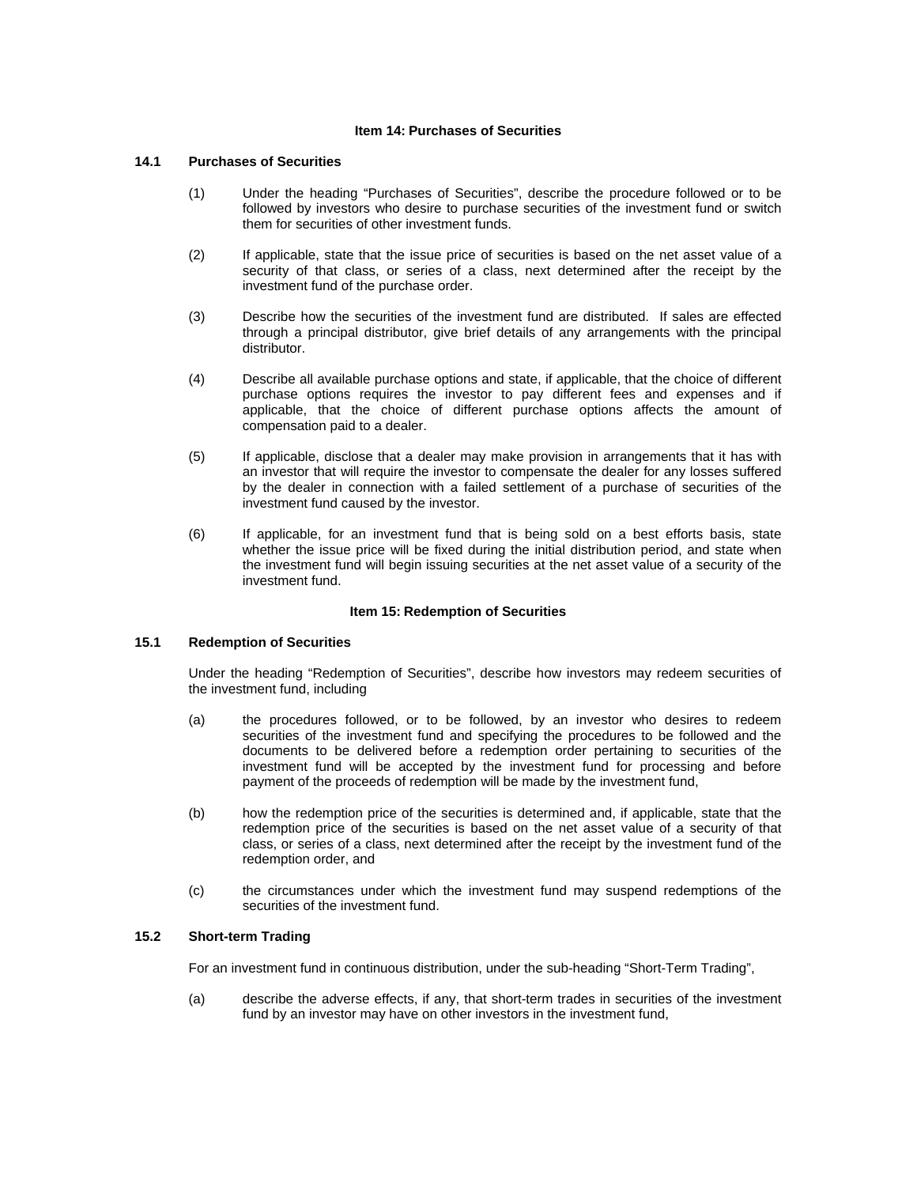## Item 14: Purchases of Securities

### 14.1 Purchases of Securities

(1) Under the heading "Purchases of Securities", describe the procedure followed or to be followed by investors who desire to purchase securities of the investment fund or switch them for securities of other investment funds.

(2) If applicable, state that the issue price of securities is based on the net asset value of a security of that class, or series of a class, next determined after the receipt by the investment fund of the purchase order.

(3) Describe how the securities of the investment fund are distributed. If sales are effected through a principal distributor, give brief details of any arrangements with the principal distributor.

(4) Describe all available purchase options and state, if applicable, that the choice of different purchase options requires the investor to pay different fees and expenses and if applicable, that the choice of different purchase options affects the amount of compensation paid to a dealer.

(5) If applicable, disclose that a dealer may make provision in arrangements that it has with an investor that will require the investor to compensate the dealer for any losses suffered by the dealer in connection with a failed settlement of a purchase of securities of the investment fund caused by the investor.

(6) If applicable, for an investment fund that is being sold on a best efforts basis, state whether the issue price will be fixed during the initial distribution period, and state when the investment fund will begin issuing securities at the net asset value of a security of the investment fund.

## Item 15: Redemption of Securities

### 15.1 Redemption of Securities

Under the heading "Redemption of Securities", describe how investors may redeem securities of the investment fund, including

(a) the procedures followed, or to be followed, by an investor who desires to redeem securities of the investment fund and specifying the procedures to be followed and the documents to be delivered before a redemption order pertaining to securities of the investment fund will be accepted by the investment fund for processing and before payment of the proceeds of redemption will be made by the investment fund,

(b) how the redemption price of the securities is determined and, if applicable, state that the redemption price of the securities is based on the net asset value of a security of that class, or series of a class, next determined after the receipt by the investment fund of the redemption order, and

(c) the circumstances under which the investment fund may suspend redemptions of the securities of the investment fund.

### 15.2 Short-term Trading

For an investment fund in continuous distribution, under the sub-heading "Short-Term Trading",

(a) describe the adverse effects, if any, that short-term trades in securities of the investment fund by an investor may have on other investors in the investment fund,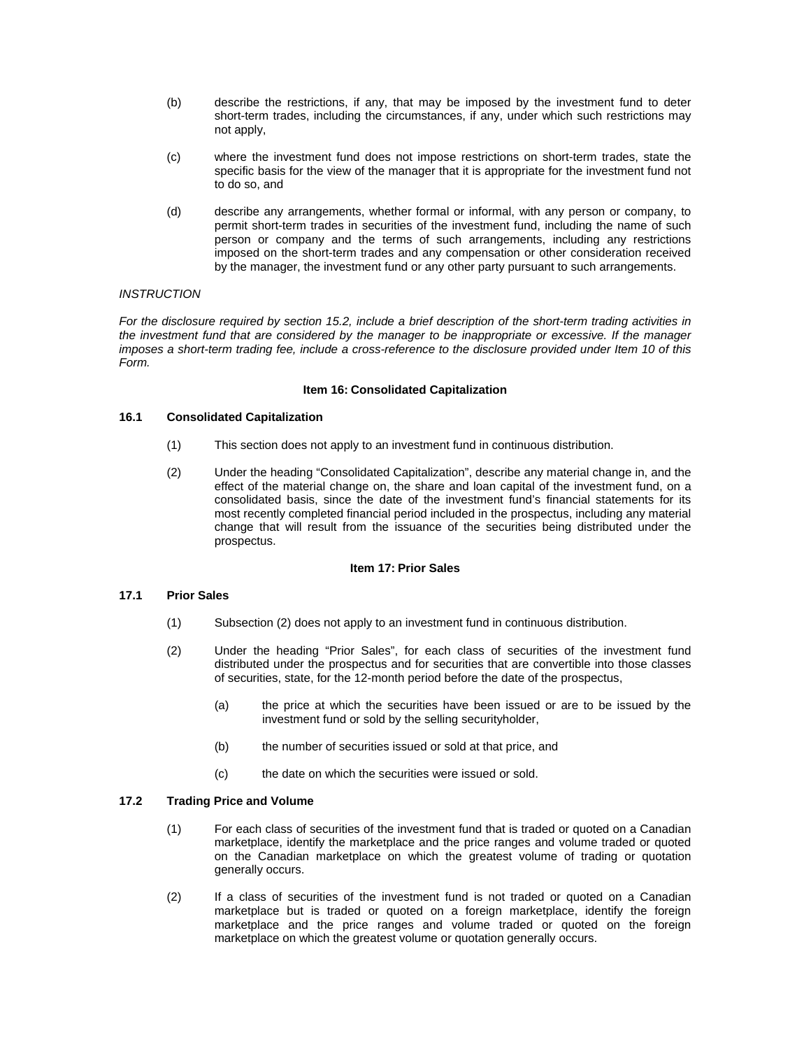(b) describe the restrictions, if any, that may be imposed by the investment fund to deter short-term trades, including the circumstances, if any, under which such restrictions may not apply,

(c) where the investment fund does not impose restrictions on short-term trades, state the specific basis for the view of the manager that it is appropriate for the investment fund not to do so, and

(d) describe any arrangements, whether formal or informal, with any person or company, to permit short-term trades in securities of the investment fund, including the name of such person or company and the terms of such arrangements, including any restrictions imposed on the short-term trades and any compensation or other consideration received by the manager, the investment fund or any other party pursuant to such arrangements.

*INSTRUCTION*

*For the disclosure required by section 15.2, include a brief description of the short-term trading activities in the investment fund that are considered by the manager to be inappropriate or excessive. If the manager imposes a short-term trading fee, include a cross-reference to the disclosure provided under Item 10 of this Form.*

## Item 16: Consolidated Capitalization

### 16.1 Consolidated Capitalization

(1) This section does not apply to an investment fund in continuous distribution.

(2) Under the heading "Consolidated Capitalization", describe any material change in, and the effect of the material change on, the share and loan capital of the investment fund, on a consolidated basis, since the date of the investment fund's financial statements for its most recently completed financial period included in the prospectus, including any material change that will result from the issuance of the securities being distributed under the prospectus.

## Item 17: Prior Sales

### 17.1 Prior Sales

(1) Subsection (2) does not apply to an investment fund in continuous distribution.

(2) Under the heading "Prior Sales", for each class of securities of the investment fund distributed under the prospectus and for securities that are convertible into those classes of securities, state, for the 12-month period before the date of the prospectus,

(a) the price at which the securities have been issued or are to be issued by the investment fund or sold by the selling securityholder,

(b) the number of securities issued or sold at that price, and

(c) the date on which the securities were issued or sold.

### 17.2 Trading Price and Volume

(1) For each class of securities of the investment fund that is traded or quoted on a Canadian marketplace, identify the marketplace and the price ranges and volume traded or quoted on the Canadian marketplace on which the greatest volume of trading or quotation generally occurs.

(2) If a class of securities of the investment fund is not traded or quoted on a Canadian marketplace but is traded or quoted on a foreign marketplace, identify the foreign marketplace and the price ranges and volume traded or quoted on the foreign marketplace on which the greatest volume or quotation generally occurs.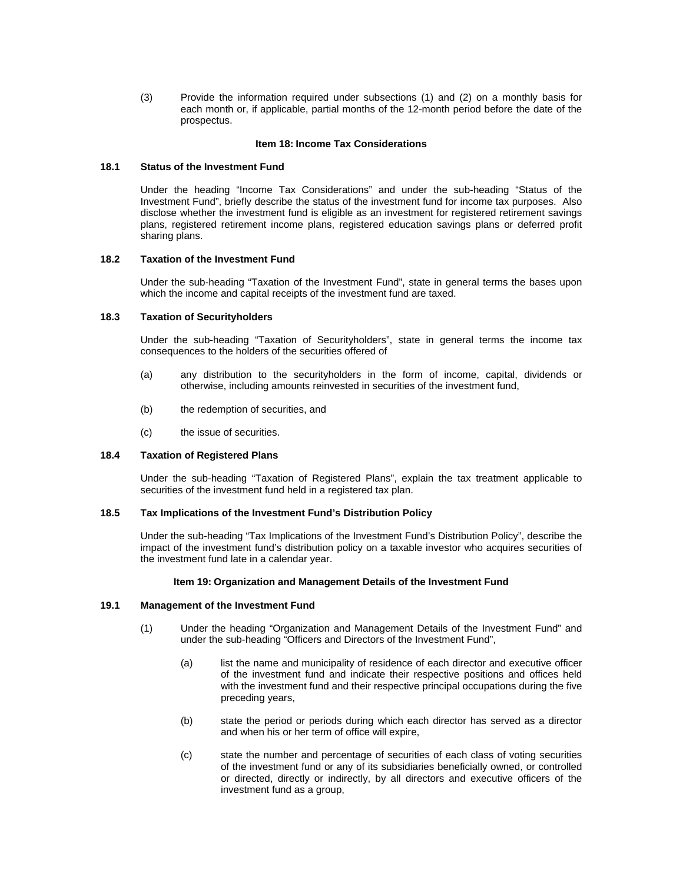(3) Provide the information required under subsections (1) and (2) on a monthly basis for each month or, if applicable, partial months of the 12-month period before the date of the prospectus.

### Item 18: Income Tax Considerations

**18.1 Status of the Investment Fund**

Under the heading "Income Tax Considerations" and under the sub-heading "Status of the Investment Fund", briefly describe the status of the investment fund for income tax purposes. Also disclose whether the investment fund is eligible as an investment for registered retirement savings plans, registered retirement income plans, registered education savings plans or deferred profit sharing plans.

**18.2 Taxation of the Investment Fund**

Under the sub-heading "Taxation of the Investment Fund", state in general terms the bases upon which the income and capital receipts of the investment fund are taxed.

**18.3 Taxation of Securityholders**

Under the sub-heading "Taxation of Securityholders", state in general terms the income tax consequences to the holders of the securities offered of

(a) any distribution to the securityholders in the form of income, capital, dividends or otherwise, including amounts reinvested in securities of the investment fund,

(b) the redemption of securities, and

(c) the issue of securities.

**18.4 Taxation of Registered Plans**

Under the sub-heading "Taxation of Registered Plans", explain the tax treatment applicable to securities of the investment fund held in a registered tax plan.

**18.5 Tax Implications of the Investment Fund's Distribution Policy**

Under the sub-heading "Tax Implications of the Investment Fund's Distribution Policy", describe the impact of the investment fund's distribution policy on a taxable investor who acquires securities of the investment fund late in a calendar year.

### Item 19: Organization and Management Details of the Investment Fund

**19.1 Management of the Investment Fund**

(1) Under the heading "Organization and Management Details of the Investment Fund" and under the sub-heading "Officers and Directors of the Investment Fund",

(a) list the name and municipality of residence of each director and executive officer of the investment fund and indicate their respective positions and offices held with the investment fund and their respective principal occupations during the five preceding years,

(b) state the period or periods during which each director has served as a director and when his or her term of office will expire,

(c) state the number and percentage of securities of each class of voting securities of the investment fund or any of its subsidiaries beneficially owned, or controlled or directed, directly or indirectly, by all directors and executive officers of the investment fund as a group,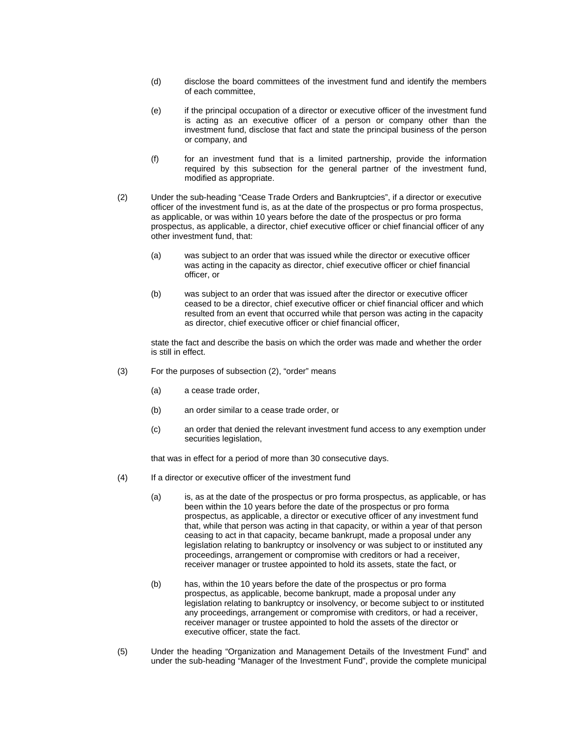(d) disclose the board committees of the investment fund and identify the members of each committee,

(e) if the principal occupation of a director or executive officer of the investment fund is acting as an executive officer of a person or company other than the investment fund, disclose that fact and state the principal business of the person or company, and

(f) for an investment fund that is a limited partnership, provide the information required by this subsection for the general partner of the investment fund, modified as appropriate.

(2) Under the sub-heading "Cease Trade Orders and Bankruptcies", if a director or executive officer of the investment fund is, as at the date of the prospectus or pro forma prospectus, as applicable, or was within 10 years before the date of the prospectus or pro forma prospectus, as applicable, a director, chief executive officer or chief financial officer of any other investment fund, that:

(a) was subject to an order that was issued while the director or executive officer was acting in the capacity as director, chief executive officer or chief financial officer, or

(b) was subject to an order that was issued after the director or executive officer ceased to be a director, chief executive officer or chief financial officer and which resulted from an event that occurred while that person was acting in the capacity as director, chief executive officer or chief financial officer,

state the fact and describe the basis on which the order was made and whether the order is still in effect.

(3) For the purposes of subsection (2), "order" means

(a) a cease trade order,

(b) an order similar to a cease trade order, or

(c) an order that denied the relevant investment fund access to any exemption under securities legislation,

that was in effect for a period of more than 30 consecutive days.

(4) If a director or executive officer of the investment fund

(a) is, as at the date of the prospectus or pro forma prospectus, as applicable, or has been within the 10 years before the date of the prospectus or pro forma prospectus, as applicable, a director or executive officer of any investment fund that, while that person was acting in that capacity, or within a year of that person ceasing to act in that capacity, became bankrupt, made a proposal under any legislation relating to bankruptcy or insolvency or was subject to or instituted any proceedings, arrangement or compromise with creditors or had a receiver, receiver manager or trustee appointed to hold its assets, state the fact, or

(b) has, within the 10 years before the date of the prospectus or pro forma prospectus, as applicable, become bankrupt, made a proposal under any legislation relating to bankruptcy or insolvency, or become subject to or instituted any proceedings, arrangement or compromise with creditors, or had a receiver, receiver manager or trustee appointed to hold the assets of the director or executive officer, state the fact.

(5) Under the heading "Organization and Management Details of the Investment Fund" and under the sub-heading "Manager of the Investment Fund", provide the complete municipal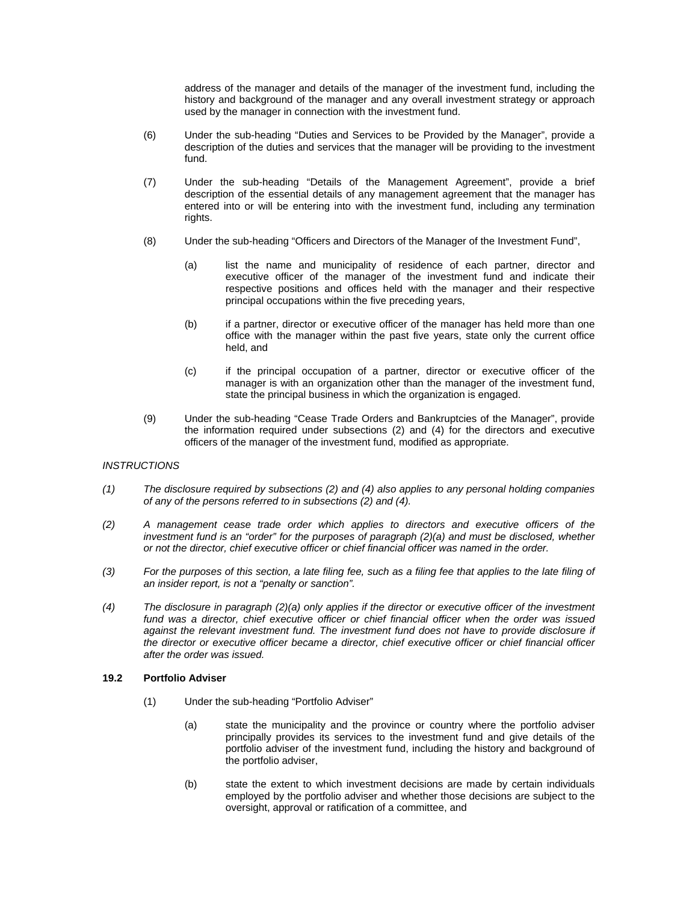address of the manager and details of the manager of the investment fund, including the history and background of the manager and any overall investment strategy or approach used by the manager in connection with the investment fund.

(6) Under the sub-heading "Duties and Services to be Provided by the Manager", provide a description of the duties and services that the manager will be providing to the investment fund.

(7) Under the sub-heading "Details of the Management Agreement", provide a brief description of the essential details of any management agreement that the manager has entered into or will be entering into with the investment fund, including any termination rights.

(8) Under the sub-heading "Officers and Directors of the Manager of the Investment Fund",

(a) list the name and municipality of residence of each partner, director and executive officer of the manager of the investment fund and indicate their respective positions and offices held with the manager and their respective principal occupations within the five preceding years,

(b) if a partner, director or executive officer of the manager has held more than one office with the manager within the past five years, state only the current office held, and

(c) if the principal occupation of a partner, director or executive officer of the manager is with an organization other than the manager of the investment fund, state the principal business in which the organization is engaged.

(9) Under the sub-heading "Cease Trade Orders and Bankruptcies of the Manager", provide the information required under subsections (2) and (4) for the directors and executive officers of the manager of the investment fund, modified as appropriate.

*INSTRUCTIONS*

*(1) The disclosure required by subsections (2) and (4) also applies to any personal holding companies of any of the persons referred to in subsections (2) and (4).*

*(2) A management cease trade order which applies to directors and executive officers of the investment fund is an "order" for the purposes of paragraph (2)(a) and must be disclosed, whether or not the director, chief executive officer or chief financial officer was named in the order.*

*(3) For the purposes of this section, a late filing fee, such as a filing fee that applies to the late filing of an insider report, is not a "penalty or sanction".*

*(4) The disclosure in paragraph (2)(a) only applies if the director or executive officer of the investment fund was a director, chief executive officer or chief financial officer when the order was issued against the relevant investment fund. The investment fund does not have to provide disclosure if the director or executive officer became a director, chief executive officer or chief financial officer after the order was issued.*

### 19.2 Portfolio Adviser

(1) Under the sub-heading "Portfolio Adviser"

(a) state the municipality and the province or country where the portfolio adviser principally provides its services to the investment fund and give details of the portfolio adviser of the investment fund, including the history and background of the portfolio adviser,

(b) state the extent to which investment decisions are made by certain individuals employed by the portfolio adviser and whether those decisions are subject to the oversight, approval or ratification of a committee, and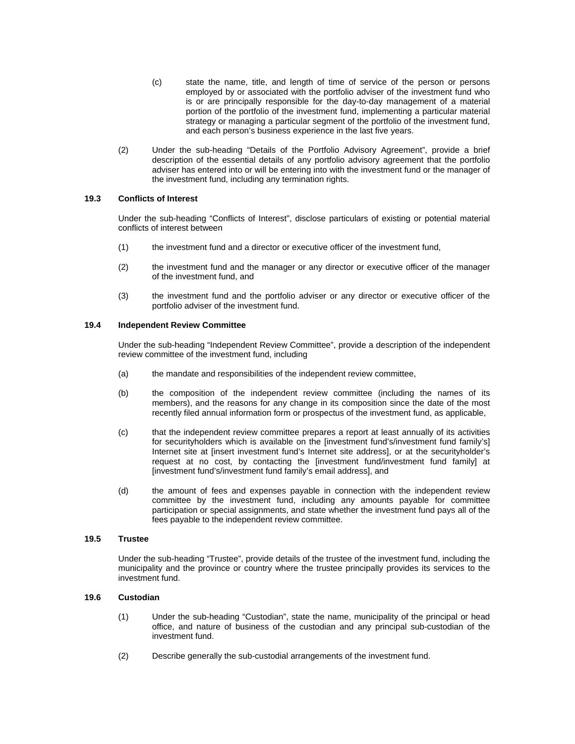(c) state the name, title, and length of time of service of the person or persons employed by or associated with the portfolio adviser of the investment fund who is or are principally responsible for the day-to-day management of a material portion of the portfolio of the investment fund, implementing a particular material strategy or managing a particular segment of the portfolio of the investment fund, and each person's business experience in the last five years.

(2) Under the sub-heading "Details of the Portfolio Advisory Agreement", provide a brief description of the essential details of any portfolio advisory agreement that the portfolio adviser has entered into or will be entering into with the investment fund or the manager of the investment fund, including any termination rights.

**19.3 Conflicts of Interest**

Under the sub-heading "Conflicts of Interest", disclose particulars of existing or potential material conflicts of interest between

(1) the investment fund and a director or executive officer of the investment fund,

(2) the investment fund and the manager or any director or executive officer of the manager of the investment fund, and

(3) the investment fund and the portfolio adviser or any director or executive officer of the portfolio adviser of the investment fund.

**19.4 Independent Review Committee**

Under the sub-heading "Independent Review Committee", provide a description of the independent review committee of the investment fund, including

(a) the mandate and responsibilities of the independent review committee,

(b) the composition of the independent review committee (including the names of its members), and the reasons for any change in its composition since the date of the most recently filed annual information form or prospectus of the investment fund, as applicable,

(c) that the independent review committee prepares a report at least annually of its activities for securityholders which is available on the [investment fund's/investment fund family's] Internet site at [insert investment fund's Internet site address], or at the securityholder's request at no cost, by contacting the [investment fund/investment fund family] at [investment fund's/investment fund family's email address], and

(d) the amount of fees and expenses payable in connection with the independent review committee by the investment fund, including any amounts payable for committee participation or special assignments, and state whether the investment fund pays all of the fees payable to the independent review committee.

**19.5 Trustee**

Under the sub-heading "Trustee", provide details of the trustee of the investment fund, including the municipality and the province or country where the trustee principally provides its services to the investment fund.

**19.6 Custodian**

(1) Under the sub-heading "Custodian", state the name, municipality of the principal or head office, and nature of business of the custodian and any principal sub-custodian of the investment fund.

(2) Describe generally the sub-custodial arrangements of the investment fund.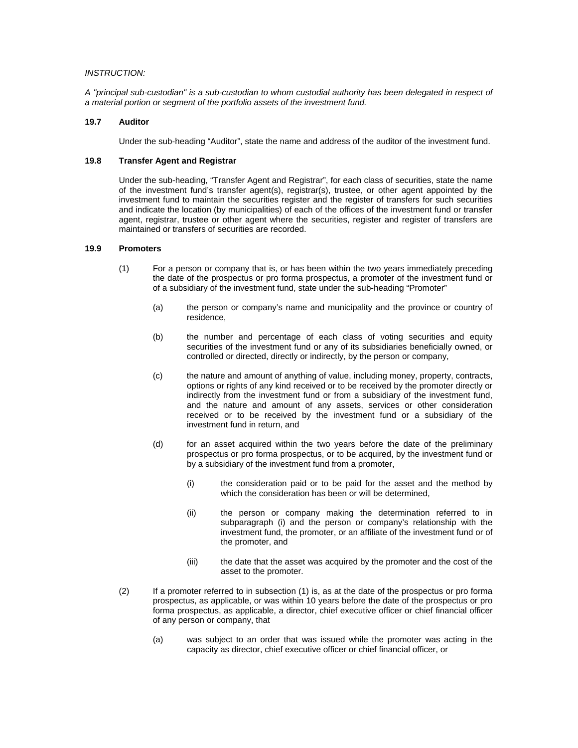*INSTRUCTION:*

*A "principal sub-custodian" is a sub-custodian to whom custodial authority has been delegated in respect of a material portion or segment of the portfolio assets of the investment fund.*

**19.7 Auditor**

Under the sub-heading "Auditor", state the name and address of the auditor of the investment fund.

**19.8 Transfer Agent and Registrar**

Under the sub-heading, "Transfer Agent and Registrar", for each class of securities, state the name of the investment fund's transfer agent(s), registrar(s), trustee, or other agent appointed by the investment fund to maintain the securities register and the register of transfers for such securities and indicate the location (by municipalities) of each of the offices of the investment fund or transfer agent, registrar, trustee or other agent where the securities, register and register of transfers are maintained or transfers of securities are recorded.

**19.9 Promoters**

(1) For a person or company that is, or has been within the two years immediately preceding the date of the prospectus or pro forma prospectus, a promoter of the investment fund or of a subsidiary of the investment fund, state under the sub-heading "Promoter"

(a) the person or company's name and municipality and the province or country of residence,

(b) the number and percentage of each class of voting securities and equity securities of the investment fund or any of its subsidiaries beneficially owned, or controlled or directed, directly or indirectly, by the person or company,

(c) the nature and amount of anything of value, including money, property, contracts, options or rights of any kind received or to be received by the promoter directly or indirectly from the investment fund or from a subsidiary of the investment fund, and the nature and amount of any assets, services or other consideration received or to be received by the investment fund or a subsidiary of the investment fund in return, and

(d) for an asset acquired within the two years before the date of the preliminary prospectus or pro forma prospectus, or to be acquired, by the investment fund or by a subsidiary of the investment fund from a promoter,

(i) the consideration paid or to be paid for the asset and the method by which the consideration has been or will be determined,

(ii) the person or company making the determination referred to in subparagraph (i) and the person or company's relationship with the investment fund, the promoter, or an affiliate of the investment fund or of the promoter, and

(iii) the date that the asset was acquired by the promoter and the cost of the asset to the promoter.

(2) If a promoter referred to in subsection (1) is, as at the date of the prospectus or pro forma prospectus, as applicable, or was within 10 years before the date of the prospectus or pro forma prospectus, as applicable, a director, chief executive officer or chief financial officer of any person or company, that

(a) was subject to an order that was issued while the promoter was acting in the capacity as director, chief executive officer or chief financial officer, or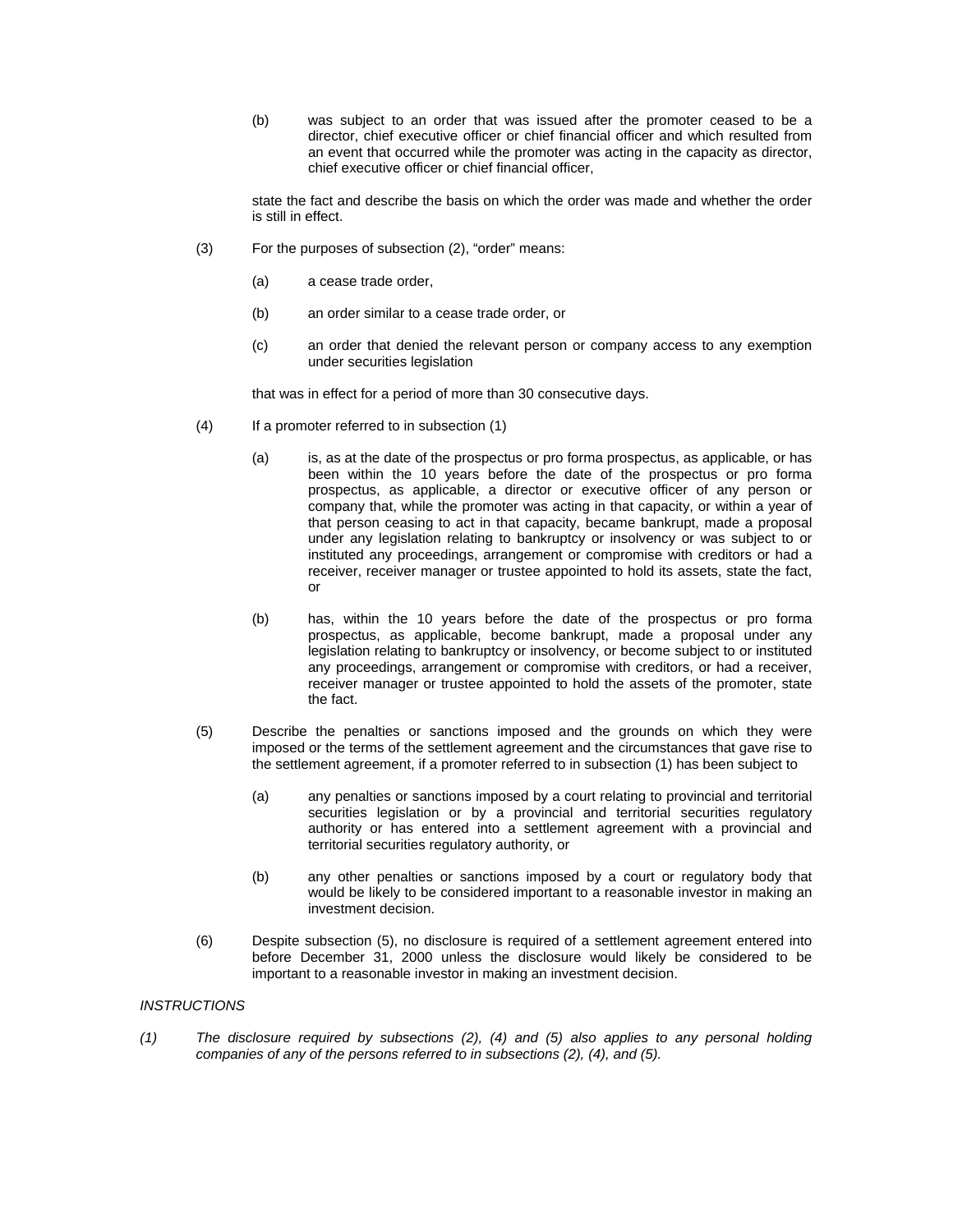(b) was subject to an order that was issued after the promoter ceased to be a director, chief executive officer or chief financial officer and which resulted from an event that occurred while the promoter was acting in the capacity as director, chief executive officer or chief financial officer,

state the fact and describe the basis on which the order was made and whether the order is still in effect.

(3) For the purposes of subsection (2), "order" means:

(a) a cease trade order,

(b) an order similar to a cease trade order, or

(c) an order that denied the relevant person or company access to any exemption under securities legislation

that was in effect for a period of more than 30 consecutive days.

(4) If a promoter referred to in subsection (1)

(a) is, as at the date of the prospectus or pro forma prospectus, as applicable, or has been within the 10 years before the date of the prospectus or pro forma prospectus, as applicable, a director or executive officer of any person or company that, while the promoter was acting in that capacity, or within a year of that person ceasing to act in that capacity, became bankrupt, made a proposal under any legislation relating to bankruptcy or insolvency or was subject to or instituted any proceedings, arrangement or compromise with creditors or had a receiver, receiver manager or trustee appointed to hold its assets, state the fact, or

(b) has, within the 10 years before the date of the prospectus or pro forma prospectus, as applicable, become bankrupt, made a proposal under any legislation relating to bankruptcy or insolvency, or become subject to or instituted any proceedings, arrangement or compromise with creditors, or had a receiver, receiver manager or trustee appointed to hold the assets of the promoter, state the fact.

(5) Describe the penalties or sanctions imposed and the grounds on which they were imposed or the terms of the settlement agreement and the circumstances that gave rise to the settlement agreement, if a promoter referred to in subsection (1) has been subject to

(a) any penalties or sanctions imposed by a court relating to provincial and territorial securities legislation or by a provincial and territorial securities regulatory authority or has entered into a settlement agreement with a provincial and territorial securities regulatory authority, or

(b) any other penalties or sanctions imposed by a court or regulatory body that would be likely to be considered important to a reasonable investor in making an investment decision.

(6) Despite subsection (5), no disclosure is required of a settlement agreement entered into before December 31, 2000 unless the disclosure would likely be considered to be important to a reasonable investor in making an investment decision.

*INSTRUCTIONS*

*(1) The disclosure required by subsections (2), (4) and (5) also applies to any personal holding companies of any of the persons referred to in subsections (2), (4), and (5).*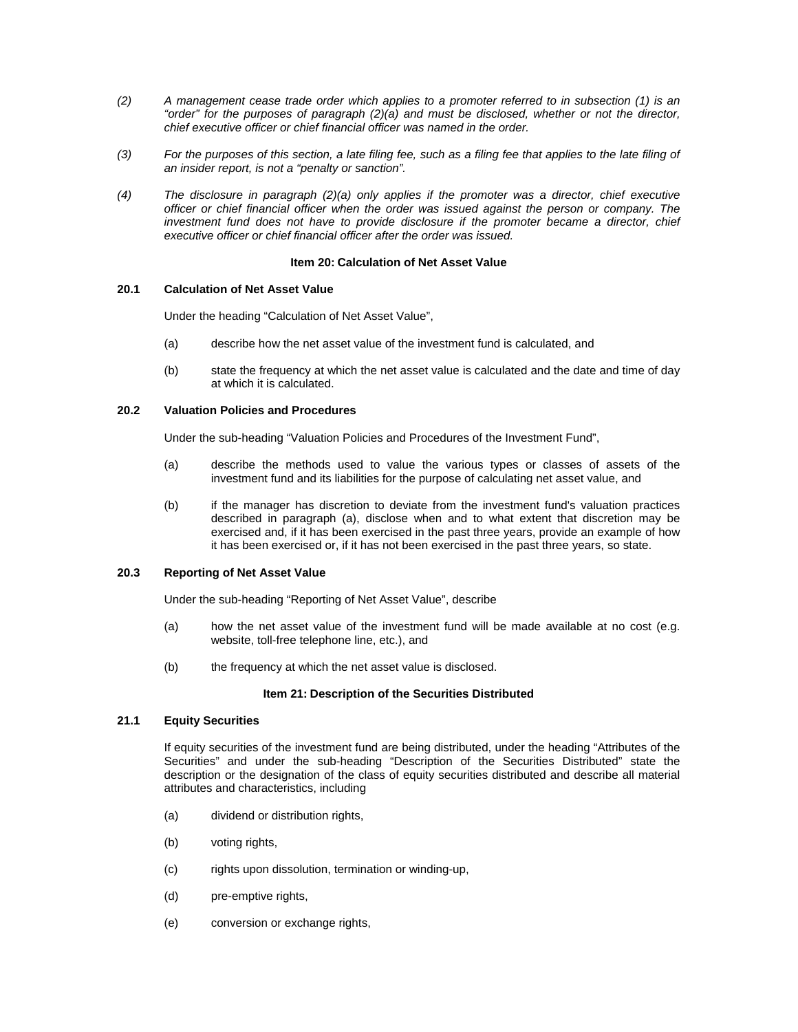*(2) A management cease trade order which applies to a promoter referred to in subsection (1) is an "order" for the purposes of paragraph (2)(a) and must be disclosed, whether or not the director, chief executive officer or chief financial officer was named in the order.*

*(3) For the purposes of this section, a late filing fee, such as a filing fee that applies to the late filing of an insider report, is not a "penalty or sanction".*

*(4) The disclosure in paragraph (2)(a) only applies if the promoter was a director, chief executive officer or chief financial officer when the order was issued against the person or company. The investment fund does not have to provide disclosure if the promoter became a director, chief executive officer or chief financial officer after the order was issued.*

## Item 20: Calculation of Net Asset Value

### 20.1 Calculation of Net Asset Value

Under the heading "Calculation of Net Asset Value",

(a) describe how the net asset value of the investment fund is calculated, and

(b) state the frequency at which the net asset value is calculated and the date and time of day at which it is calculated.

### 20.2 Valuation Policies and Procedures

Under the sub-heading "Valuation Policies and Procedures of the Investment Fund",

(a) describe the methods used to value the various types or classes of assets of the investment fund and its liabilities for the purpose of calculating net asset value, and

(b) if the manager has discretion to deviate from the investment fund's valuation practices described in paragraph (a), disclose when and to what extent that discretion may be exercised and, if it has been exercised in the past three years, provide an example of how it has been exercised or, if it has not been exercised in the past three years, so state.

### 20.3 Reporting of Net Asset Value

Under the sub-heading "Reporting of Net Asset Value", describe

(a) how the net asset value of the investment fund will be made available at no cost (e.g. website, toll-free telephone line, etc.), and

(b) the frequency at which the net asset value is disclosed.

## Item 21: Description of the Securities Distributed

### 21.1 Equity Securities

If equity securities of the investment fund are being distributed, under the heading "Attributes of the Securities" and under the sub-heading "Description of the Securities Distributed" state the description or the designation of the class of equity securities distributed and describe all material attributes and characteristics, including

(a) dividend or distribution rights,

(b) voting rights,

(c) rights upon dissolution, termination or winding-up,

(d) pre-emptive rights,

(e) conversion or exchange rights,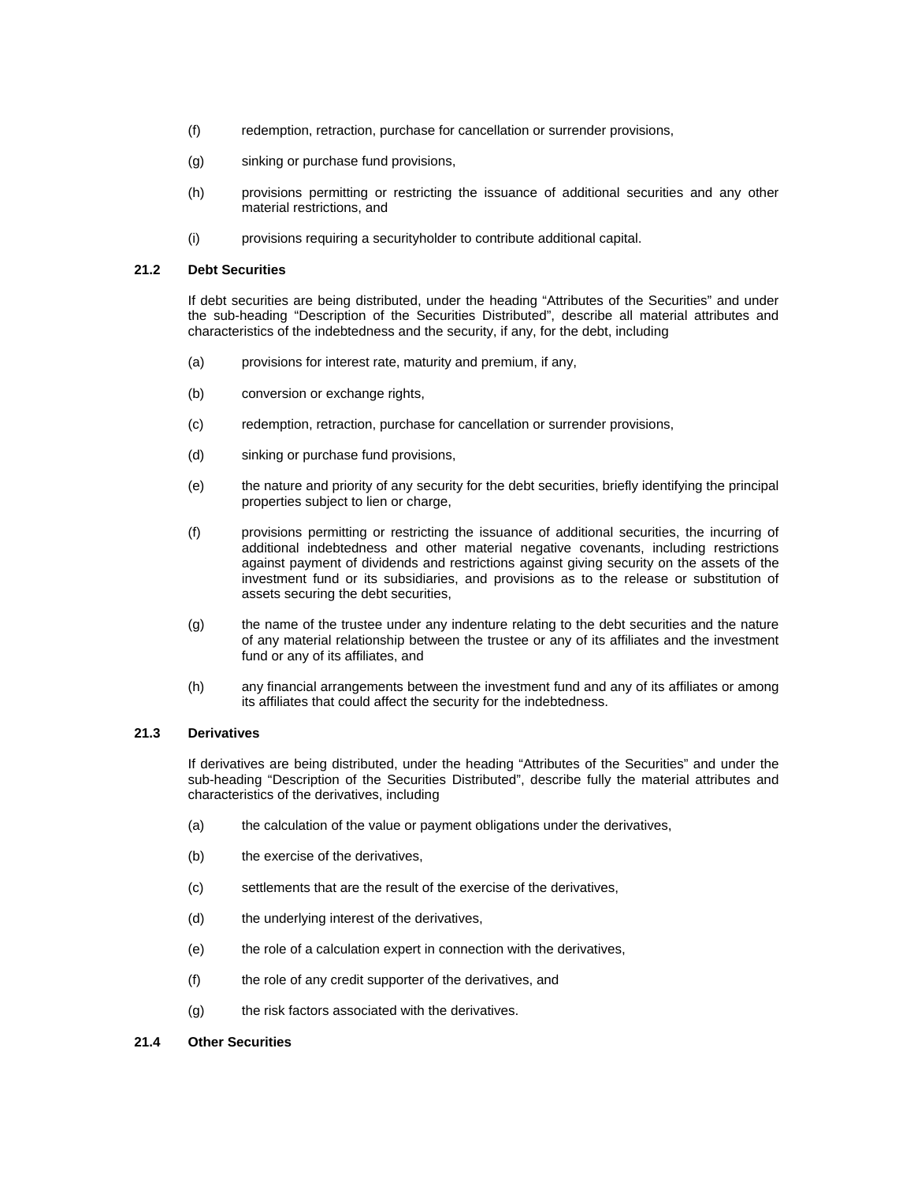(f) redemption, retraction, purchase for cancellation or surrender provisions,

(g) sinking or purchase fund provisions,

(h) provisions permitting or restricting the issuance of additional securities and any other material restrictions, and

(i) provisions requiring a securityholder to contribute additional capital.

**21.2 Debt Securities**

If debt securities are being distributed, under the heading "Attributes of the Securities" and under the sub-heading "Description of the Securities Distributed", describe all material attributes and characteristics of the indebtedness and the security, if any, for the debt, including

(a) provisions for interest rate, maturity and premium, if any,

(b) conversion or exchange rights,

(c) redemption, retraction, purchase for cancellation or surrender provisions,

(d) sinking or purchase fund provisions,

(e) the nature and priority of any security for the debt securities, briefly identifying the principal properties subject to lien or charge,

(f) provisions permitting or restricting the issuance of additional securities, the incurring of additional indebtedness and other material negative covenants, including restrictions against payment of dividends and restrictions against giving security on the assets of the investment fund or its subsidiaries, and provisions as to the release or substitution of assets securing the debt securities,

(g) the name of the trustee under any indenture relating to the debt securities and the nature of any material relationship between the trustee or any of its affiliates and the investment fund or any of its affiliates, and

(h) any financial arrangements between the investment fund and any of its affiliates or among its affiliates that could affect the security for the indebtedness.

**21.3 Derivatives**

If derivatives are being distributed, under the heading "Attributes of the Securities" and under the sub-heading "Description of the Securities Distributed", describe fully the material attributes and characteristics of the derivatives, including

(a) the calculation of the value or payment obligations under the derivatives,

(b) the exercise of the derivatives,

(c) settlements that are the result of the exercise of the derivatives,

(d) the underlying interest of the derivatives,

(e) the role of a calculation expert in connection with the derivatives,

(f) the role of any credit supporter of the derivatives, and

(g) the risk factors associated with the derivatives.

**21.4 Other Securities**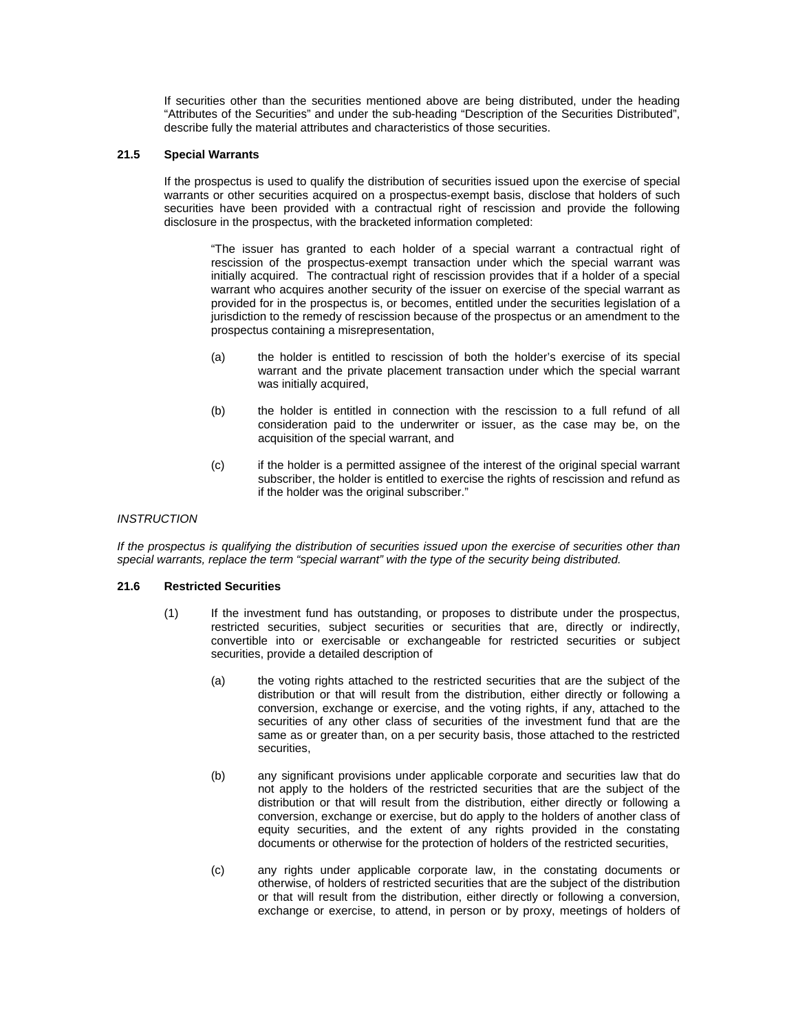If securities other than the securities mentioned above are being distributed, under the heading "Attributes of the Securities" and under the sub-heading "Description of the Securities Distributed", describe fully the material attributes and characteristics of those securities.

### 21.5 Special Warrants

If the prospectus is used to qualify the distribution of securities issued upon the exercise of special warrants or other securities acquired on a prospectus-exempt basis, disclose that holders of such securities have been provided with a contractual right of rescission and provide the following disclosure in the prospectus, with the bracketed information completed:

> "The issuer has granted to each holder of a special warrant a contractual right of rescission of the prospectus-exempt transaction under which the special warrant was initially acquired. The contractual right of rescission provides that if a holder of a special warrant who acquires another security of the issuer on exercise of the special warrant as provided for in the prospectus is, or becomes, entitled under the securities legislation of a jurisdiction to the remedy of rescission because of the prospectus or an amendment to the prospectus containing a misrepresentation,
>
> (a) the holder is entitled to rescission of both the holder's exercise of its special warrant and the private placement transaction under which the special warrant was initially acquired,
>
> (b) the holder is entitled in connection with the rescission to a full refund of all consideration paid to the underwriter or issuer, as the case may be, on the acquisition of the special warrant, and
>
> (c) if the holder is a permitted assignee of the interest of the original special warrant subscriber, the holder is entitled to exercise the rights of rescission and refund as if the holder was the original subscriber."

*INSTRUCTION*

*If the prospectus is qualifying the distribution of securities issued upon the exercise of securities other than special warrants, replace the term "special warrant" with the type of the security being distributed.*

### 21.6 Restricted Securities

(1) If the investment fund has outstanding, or proposes to distribute under the prospectus, restricted securities, subject securities or securities that are, directly or indirectly, convertible into or exercisable or exchangeable for restricted securities or subject securities, provide a detailed description of

(a) the voting rights attached to the restricted securities that are the subject of the distribution or that will result from the distribution, either directly or following a conversion, exchange or exercise, and the voting rights, if any, attached to the securities of any other class of securities of the investment fund that are the same as or greater than, on a per security basis, those attached to the restricted securities,

(b) any significant provisions under applicable corporate and securities law that do not apply to the holders of the restricted securities that are the subject of the distribution or that will result from the distribution, either directly or following a conversion, exchange or exercise, but do apply to the holders of another class of equity securities, and the extent of any rights provided in the constating documents or otherwise for the protection of holders of the restricted securities,

(c) any rights under applicable corporate law, in the constating documents or otherwise, of holders of restricted securities that are the subject of the distribution or that will result from the distribution, either directly or following a conversion, exchange or exercise, to attend, in person or by proxy, meetings of holders of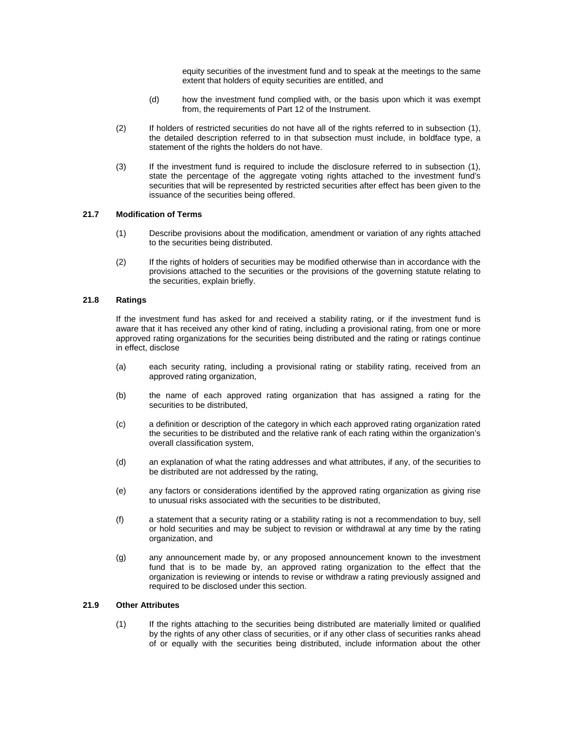equity securities of the investment fund and to speak at the meetings to the same extent that holders of equity securities are entitled, and

(d) how the investment fund complied with, or the basis upon which it was exempt from, the requirements of Part 12 of the Instrument.

(2) If holders of restricted securities do not have all of the rights referred to in subsection (1), the detailed description referred to in that subsection must include, in boldface type, a statement of the rights the holders do not have.

(3) If the investment fund is required to include the disclosure referred to in subsection (1), state the percentage of the aggregate voting rights attached to the investment fund's securities that will be represented by restricted securities after effect has been given to the issuance of the securities being offered.

**21.7 Modification of Terms**

(1) Describe provisions about the modification, amendment or variation of any rights attached to the securities being distributed.

(2) If the rights of holders of securities may be modified otherwise than in accordance with the provisions attached to the securities or the provisions of the governing statute relating to the securities, explain briefly.

**21.8 Ratings**

If the investment fund has asked for and received a stability rating, or if the investment fund is aware that it has received any other kind of rating, including a provisional rating, from one or more approved rating organizations for the securities being distributed and the rating or ratings continue in effect, disclose

(a) each security rating, including a provisional rating or stability rating, received from an approved rating organization,

(b) the name of each approved rating organization that has assigned a rating for the securities to be distributed,

(c) a definition or description of the category in which each approved rating organization rated the securities to be distributed and the relative rank of each rating within the organization's overall classification system,

(d) an explanation of what the rating addresses and what attributes, if any, of the securities to be distributed are not addressed by the rating,

(e) any factors or considerations identified by the approved rating organization as giving rise to unusual risks associated with the securities to be distributed,

(f) a statement that a security rating or a stability rating is not a recommendation to buy, sell or hold securities and may be subject to revision or withdrawal at any time by the rating organization, and

(g) any announcement made by, or any proposed announcement known to the investment fund that is to be made by, an approved rating organization to the effect that the organization is reviewing or intends to revise or withdraw a rating previously assigned and required to be disclosed under this section.

**21.9 Other Attributes**

(1) If the rights attaching to the securities being distributed are materially limited or qualified by the rights of any other class of securities, or if any other class of securities ranks ahead of or equally with the securities being distributed, include information about the other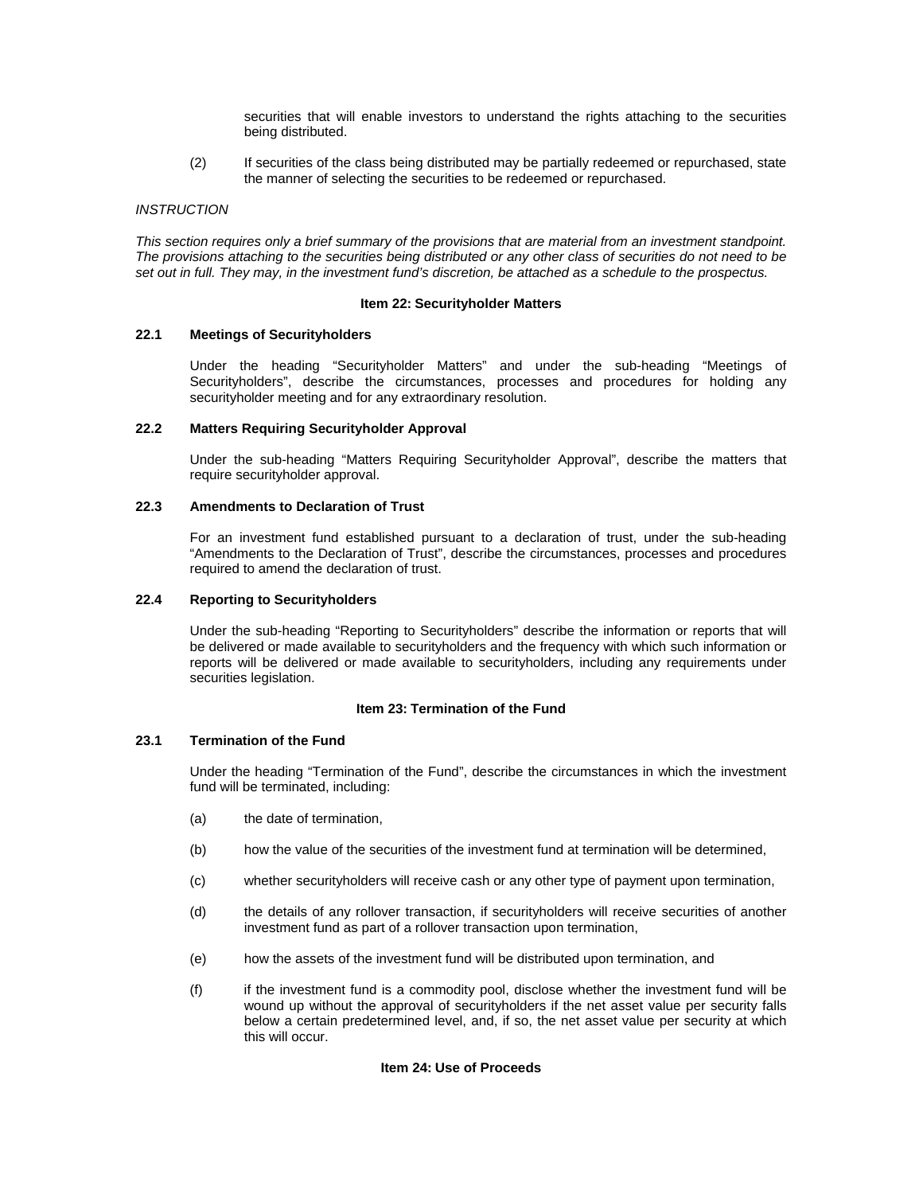securities that will enable investors to understand the rights attaching to the securities being distributed.

(2) If securities of the class being distributed may be partially redeemed or repurchased, state the manner of selecting the securities to be redeemed or repurchased.

*INSTRUCTION*

*This section requires only a brief summary of the provisions that are material from an investment standpoint. The provisions attaching to the securities being distributed or any other class of securities do not need to be set out in full. They may, in the investment fund's discretion, be attached as a schedule to the prospectus.*

## Item 22: Securityholder Matters

### 22.1 Meetings of Securityholders

Under the heading "Securityholder Matters" and under the sub-heading "Meetings of Securityholders", describe the circumstances, processes and procedures for holding any securityholder meeting and for any extraordinary resolution.

### 22.2 Matters Requiring Securityholder Approval

Under the sub-heading "Matters Requiring Securityholder Approval", describe the matters that require securityholder approval.

### 22.3 Amendments to Declaration of Trust

For an investment fund established pursuant to a declaration of trust, under the sub-heading "Amendments to the Declaration of Trust", describe the circumstances, processes and procedures required to amend the declaration of trust.

### 22.4 Reporting to Securityholders

Under the sub-heading "Reporting to Securityholders" describe the information or reports that will be delivered or made available to securityholders and the frequency with which such information or reports will be delivered or made available to securityholders, including any requirements under securities legislation.

## Item 23: Termination of the Fund

### 23.1 Termination of the Fund

Under the heading "Termination of the Fund", describe the circumstances in which the investment fund will be terminated, including:

(a) the date of termination,

(b) how the value of the securities of the investment fund at termination will be determined,

(c) whether securityholders will receive cash or any other type of payment upon termination,

(d) the details of any rollover transaction, if securityholders will receive securities of another investment fund as part of a rollover transaction upon termination,

(e) how the assets of the investment fund will be distributed upon termination, and

(f) if the investment fund is a commodity pool, disclose whether the investment fund will be wound up without the approval of securityholders if the net asset value per security falls below a certain predetermined level, and, if so, the net asset value per security at which this will occur.

## Item 24: Use of Proceeds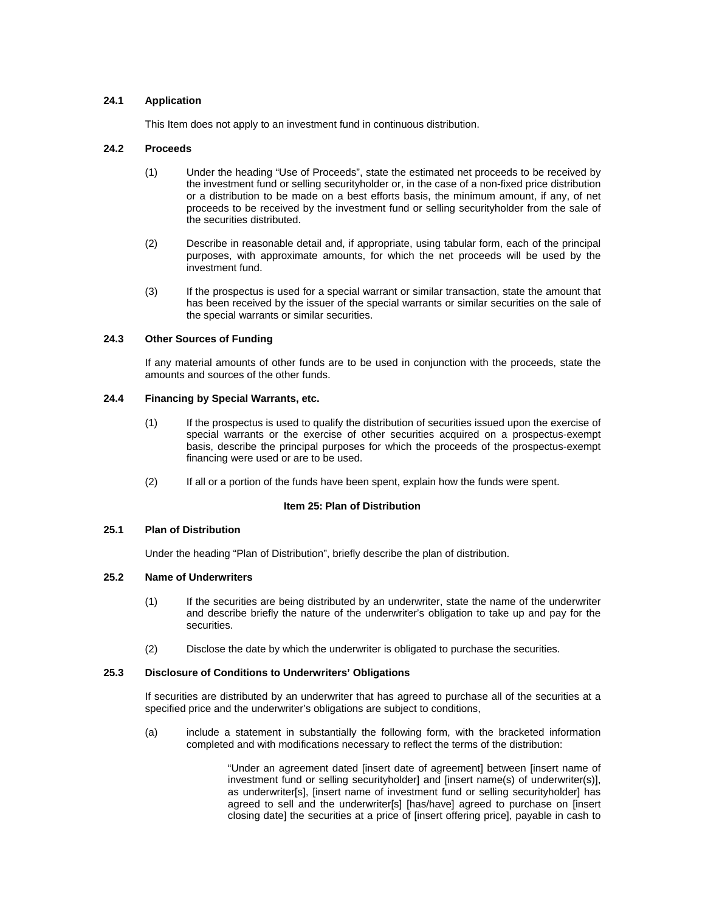**24.1 Application**

This Item does not apply to an investment fund in continuous distribution.

**24.2 Proceeds**

(1) Under the heading "Use of Proceeds", state the estimated net proceeds to be received by the investment fund or selling securityholder or, in the case of a non-fixed price distribution or a distribution to be made on a best efforts basis, the minimum amount, if any, of net proceeds to be received by the investment fund or selling securityholder from the sale of the securities distributed.

(2) Describe in reasonable detail and, if appropriate, using tabular form, each of the principal purposes, with approximate amounts, for which the net proceeds will be used by the investment fund.

(3) If the prospectus is used for a special warrant or similar transaction, state the amount that has been received by the issuer of the special warrants or similar securities on the sale of the special warrants or similar securities.

**24.3 Other Sources of Funding**

If any material amounts of other funds are to be used in conjunction with the proceeds, state the amounts and sources of the other funds.

**24.4 Financing by Special Warrants, etc.**

(1) If the prospectus is used to qualify the distribution of securities issued upon the exercise of special warrants or the exercise of other securities acquired on a prospectus-exempt basis, describe the principal purposes for which the proceeds of the prospectus-exempt financing were used or are to be used.

(2) If all or a portion of the funds have been spent, explain how the funds were spent.

## Item 25: Plan of Distribution

**25.1 Plan of Distribution**

Under the heading "Plan of Distribution", briefly describe the plan of distribution.

**25.2 Name of Underwriters**

(1) If the securities are being distributed by an underwriter, state the name of the underwriter and describe briefly the nature of the underwriter's obligation to take up and pay for the securities.

(2) Disclose the date by which the underwriter is obligated to purchase the securities.

**25.3 Disclosure of Conditions to Underwriters' Obligations**

If securities are distributed by an underwriter that has agreed to purchase all of the securities at a specified price and the underwriter's obligations are subject to conditions,

(a) include a statement in substantially the following form, with the bracketed information completed and with modifications necessary to reflect the terms of the distribution:

> "Under an agreement dated [insert date of agreement] between [insert name of investment fund or selling securityholder] and [insert name(s) of underwriter(s)], as underwriter[s], [insert name of investment fund or selling securityholder] has agreed to sell and the underwriter[s] [has/have] agreed to purchase on [insert closing date] the securities at a price of [insert offering price], payable in cash to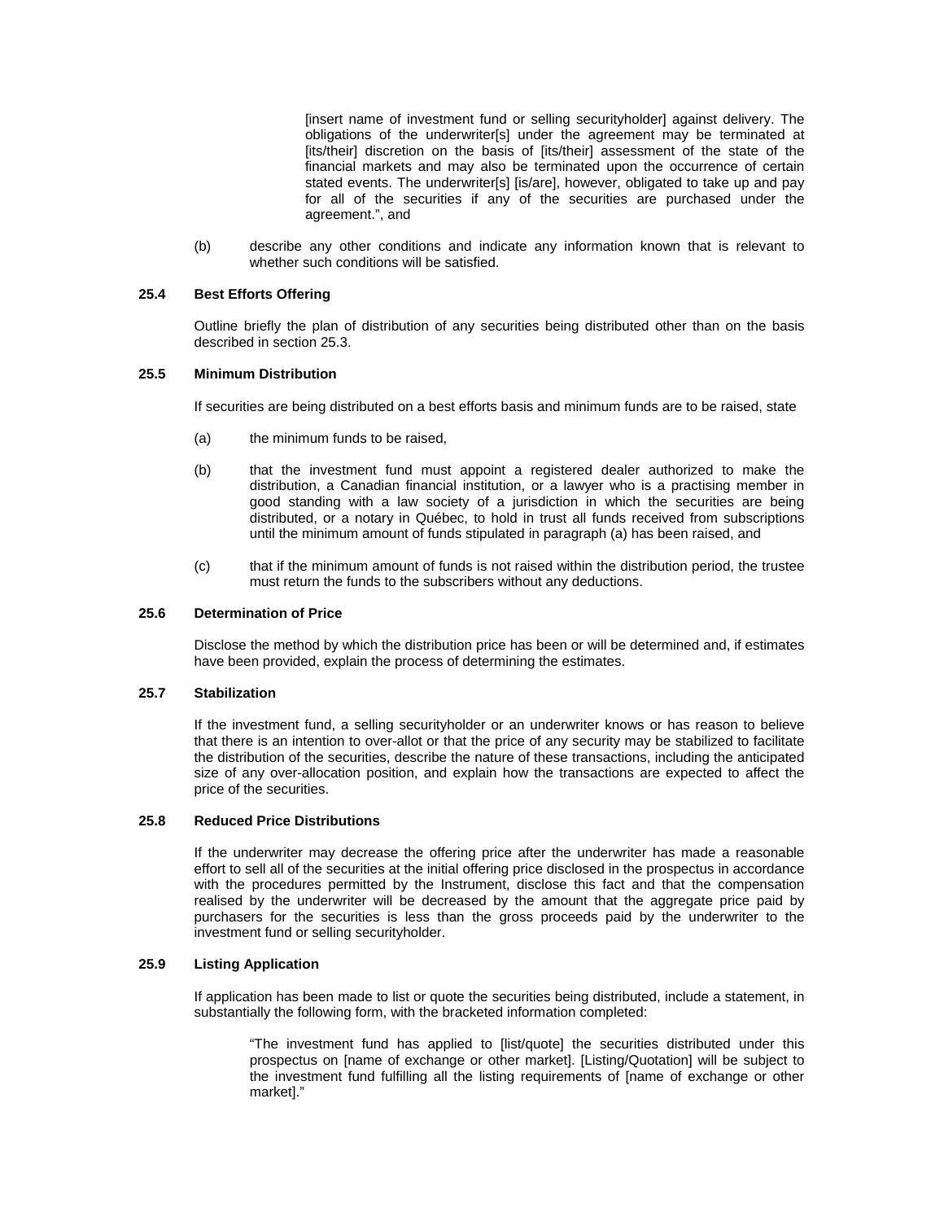[insert name of investment fund or selling securityholder] against delivery. The obligations of the underwriter[s] under the agreement may be terminated at [its/their] discretion on the basis of [its/their] assessment of the state of the financial markets and may also be terminated upon the occurrence of certain stated events. The underwriter[s] [is/are], however, obligated to take up and pay for all of the securities if any of the securities are purchased under the agreement.", and

(b) describe any other conditions and indicate any information known that is relevant to whether such conditions will be satisfied.

### 25.4 Best Efforts Offering

Outline briefly the plan of distribution of any securities being distributed other than on the basis described in section 25.3.

### 25.5 Minimum Distribution

If securities are being distributed on a best efforts basis and minimum funds are to be raised, state

(a) the minimum funds to be raised,

(b) that the investment fund must appoint a registered dealer authorized to make the distribution, a Canadian financial institution, or a lawyer who is a practising member in good standing with a law society of a jurisdiction in which the securities are being distributed, or a notary in Québec, to hold in trust all funds received from subscriptions until the minimum amount of funds stipulated in paragraph (a) has been raised, and

(c) that if the minimum amount of funds is not raised within the distribution period, the trustee must return the funds to the subscribers without any deductions.

### 25.6 Determination of Price

Disclose the method by which the distribution price has been or will be determined and, if estimates have been provided, explain the process of determining the estimates.

### 25.7 Stabilization

If the investment fund, a selling securityholder or an underwriter knows or has reason to believe that there is an intention to over-allot or that the price of any security may be stabilized to facilitate the distribution of the securities, describe the nature of these transactions, including the anticipated size of any over-allocation position, and explain how the transactions are expected to affect the price of the securities.

### 25.8 Reduced Price Distributions

If the underwriter may decrease the offering price after the underwriter has made a reasonable effort to sell all of the securities at the initial offering price disclosed in the prospectus in accordance with the procedures permitted by the Instrument, disclose this fact and that the compensation realised by the underwriter will be decreased by the amount that the aggregate price paid by purchasers for the securities is less than the gross proceeds paid by the underwriter to the investment fund or selling securityholder.

### 25.9 Listing Application

If application has been made to list or quote the securities being distributed, include a statement, in substantially the following form, with the bracketed information completed:

"The investment fund has applied to [list/quote] the securities distributed under this prospectus on [name of exchange or other market]. [Listing/Quotation] will be subject to the investment fund fulfilling all the listing requirements of [name of exchange or other market]."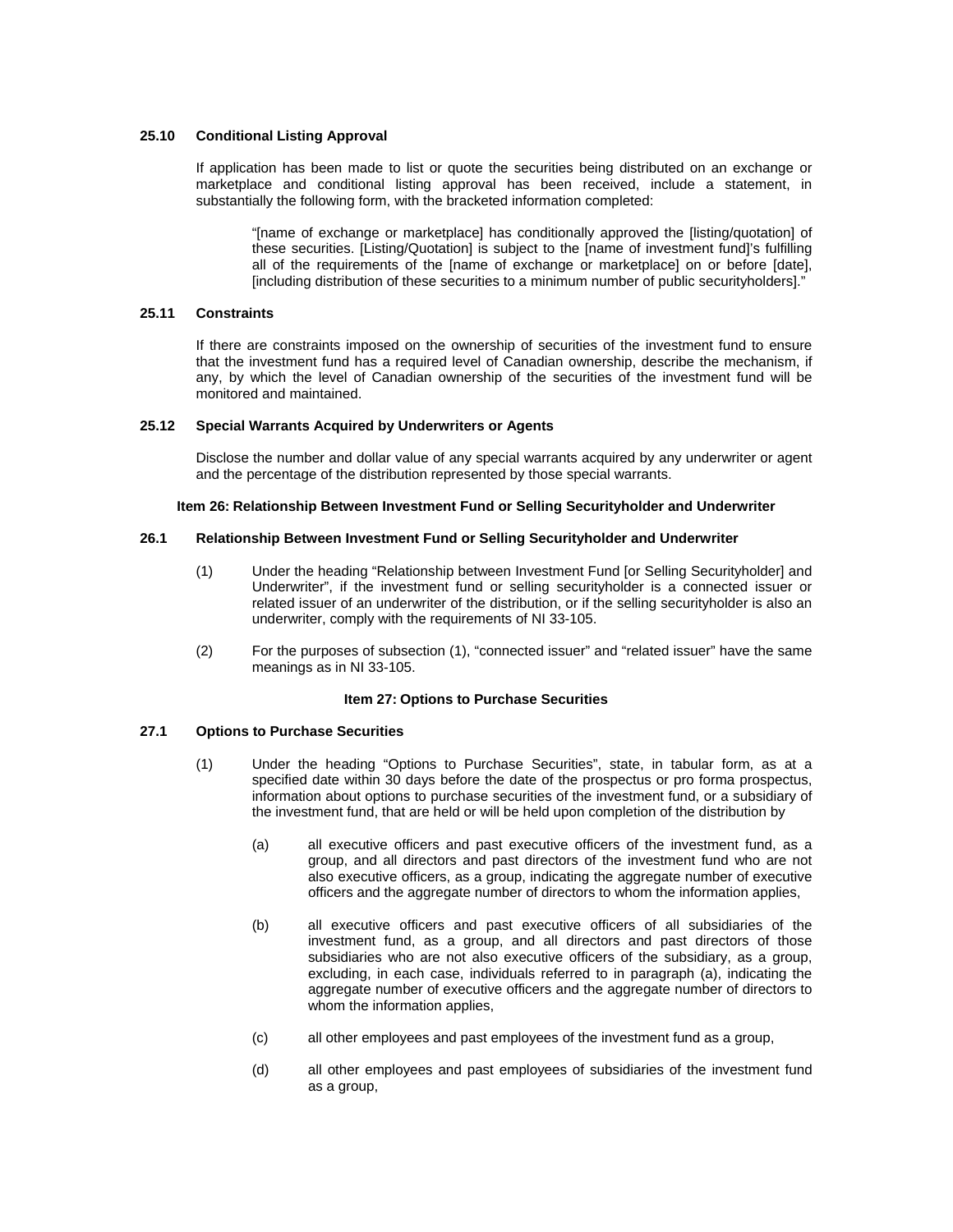**25.10 Conditional Listing Approval**

If application has been made to list or quote the securities being distributed on an exchange or marketplace and conditional listing approval has been received, include a statement, in substantially the following form, with the bracketed information completed:

> "[name of exchange or marketplace] has conditionally approved the [listing/quotation] of these securities. [Listing/Quotation] is subject to the [name of investment fund]'s fulfilling all of the requirements of the [name of exchange or marketplace] on or before [date], [including distribution of these securities to a minimum number of public securityholders]."

**25.11 Constraints**

If there are constraints imposed on the ownership of securities of the investment fund to ensure that the investment fund has a required level of Canadian ownership, describe the mechanism, if any, by which the level of Canadian ownership of the securities of the investment fund will be monitored and maintained.

**25.12 Special Warrants Acquired by Underwriters or Agents**

Disclose the number and dollar value of any special warrants acquired by any underwriter or agent and the percentage of the distribution represented by those special warrants.

## Item 26: Relationship Between Investment Fund or Selling Securityholder and Underwriter

**26.1 Relationship Between Investment Fund or Selling Securityholder and Underwriter**

(1) Under the heading "Relationship between Investment Fund [or Selling Securityholder] and Underwriter", if the investment fund or selling securityholder is a connected issuer or related issuer of an underwriter of the distribution, or if the selling securityholder is also an underwriter, comply with the requirements of NI 33-105.

(2) For the purposes of subsection (1), "connected issuer" and "related issuer" have the same meanings as in NI 33-105.

## Item 27: Options to Purchase Securities

**27.1 Options to Purchase Securities**

(1) Under the heading "Options to Purchase Securities", state, in tabular form, as at a specified date within 30 days before the date of the prospectus or pro forma prospectus, information about options to purchase securities of the investment fund, or a subsidiary of the investment fund, that are held or will be held upon completion of the distribution by

(a) all executive officers and past executive officers of the investment fund, as a group, and all directors and past directors of the investment fund who are not also executive officers, as a group, indicating the aggregate number of executive officers and the aggregate number of directors to whom the information applies,

(b) all executive officers and past executive officers of all subsidiaries of the investment fund, as a group, and all directors and past directors of those subsidiaries who are not also executive officers of the subsidiary, as a group, excluding, in each case, individuals referred to in paragraph (a), indicating the aggregate number of executive officers and the aggregate number of directors to whom the information applies,

(c) all other employees and past employees of the investment fund as a group,

(d) all other employees and past employees of subsidiaries of the investment fund as a group,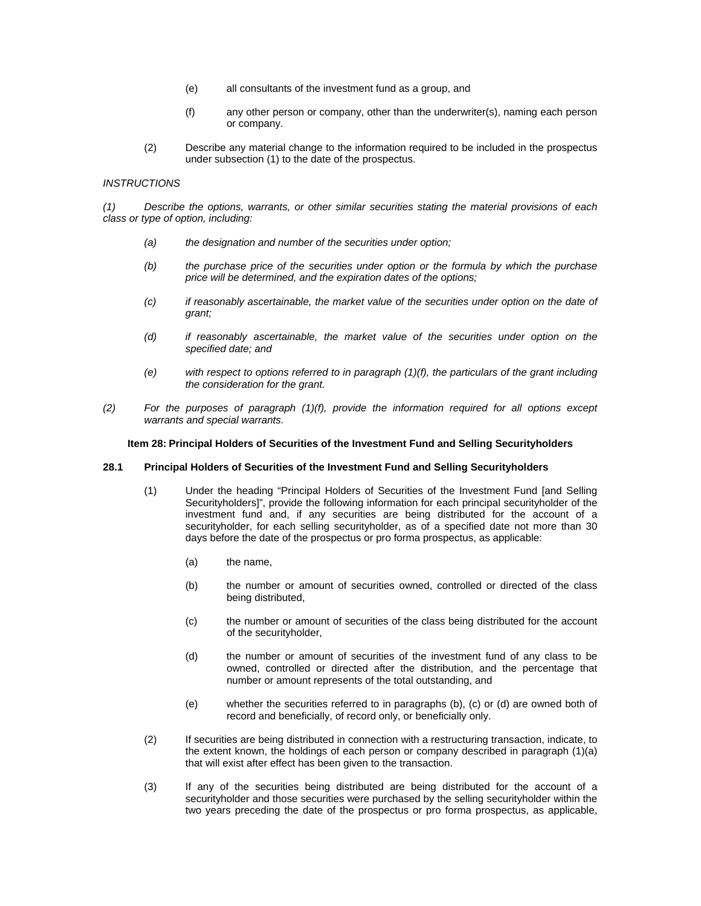(e) all consultants of the investment fund as a group, and

(f) any other person or company, other than the underwriter(s), naming each person or company.

(2) Describe any material change to the information required to be included in the prospectus under subsection (1) to the date of the prospectus.

*INSTRUCTIONS*

*(1) Describe the options, warrants, or other similar securities stating the material provisions of each class or type of option, including:*

*(a) the designation and number of the securities under option;*

*(b) the purchase price of the securities under option or the formula by which the purchase price will be determined, and the expiration dates of the options;*

*(c) if reasonably ascertainable, the market value of the securities under option on the date of grant;*

*(d) if reasonably ascertainable, the market value of the securities under option on the specified date; and*

*(e) with respect to options referred to in paragraph (1)(f), the particulars of the grant including the consideration for the grant.*

*(2) For the purposes of paragraph (1)(f), provide the information required for all options except warrants and special warrants.*

## Item 28: Principal Holders of Securities of the Investment Fund and Selling Securityholders

### 28.1 Principal Holders of Securities of the Investment Fund and Selling Securityholders

(1) Under the heading "Principal Holders of Securities of the Investment Fund [and Selling Securityholders]", provide the following information for each principal securityholder of the investment fund and, if any securities are being distributed for the account of a securityholder, for each selling securityholder, as of a specified date not more than 30 days before the date of the prospectus or pro forma prospectus, as applicable:

(a) the name,

(b) the number or amount of securities owned, controlled or directed of the class being distributed,

(c) the number or amount of securities of the class being distributed for the account of the securityholder,

(d) the number or amount of securities of the investment fund of any class to be owned, controlled or directed after the distribution, and the percentage that number or amount represents of the total outstanding, and

(e) whether the securities referred to in paragraphs (b), (c) or (d) are owned both of record and beneficially, of record only, or beneficially only.

(2) If securities are being distributed in connection with a restructuring transaction, indicate, to the extent known, the holdings of each person or company described in paragraph (1)(a) that will exist after effect has been given to the transaction.

(3) If any of the securities being distributed are being distributed for the account of a securityholder and those securities were purchased by the selling securityholder within the two years preceding the date of the prospectus or pro forma prospectus, as applicable,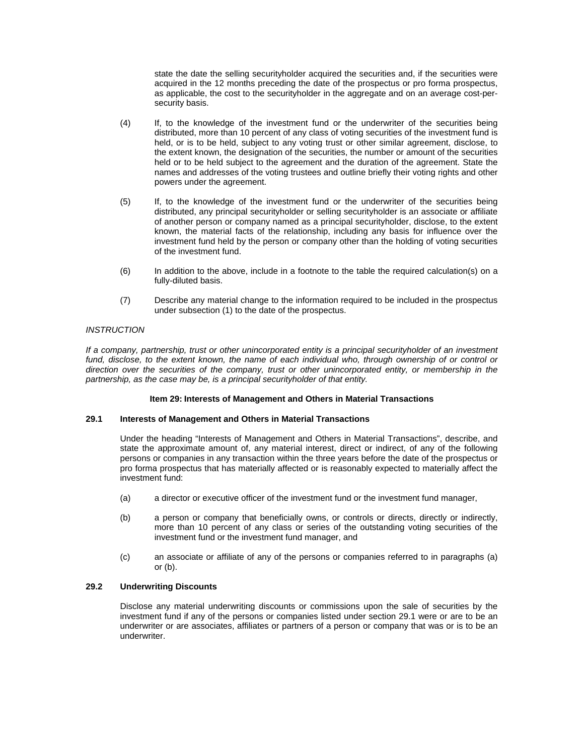state the date the selling securityholder acquired the securities and, if the securities were acquired in the 12 months preceding the date of the prospectus or pro forma prospectus, as applicable, the cost to the securityholder in the aggregate and on an average cost-per-security basis.

(4) If, to the knowledge of the investment fund or the underwriter of the securities being distributed, more than 10 percent of any class of voting securities of the investment fund is held, or is to be held, subject to any voting trust or other similar agreement, disclose, to the extent known, the designation of the securities, the number or amount of the securities held or to be held subject to the agreement and the duration of the agreement. State the names and addresses of the voting trustees and outline briefly their voting rights and other powers under the agreement.

(5) If, to the knowledge of the investment fund or the underwriter of the securities being distributed, any principal securityholder or selling securityholder is an associate or affiliate of another person or company named as a principal securityholder, disclose, to the extent known, the material facts of the relationship, including any basis for influence over the investment fund held by the person or company other than the holding of voting securities of the investment fund.

(6) In addition to the above, include in a footnote to the table the required calculation(s) on a fully-diluted basis.

(7) Describe any material change to the information required to be included in the prospectus under subsection (1) to the date of the prospectus.

*INSTRUCTION*

*If a company, partnership, trust or other unincorporated entity is a principal securityholder of an investment fund, disclose, to the extent known, the name of each individual who, through ownership of or control or direction over the securities of the company, trust or other unincorporated entity, or membership in the partnership, as the case may be, is a principal securityholder of that entity.*

## Item 29: Interests of Management and Others in Material Transactions

### 29.1 Interests of Management and Others in Material Transactions

Under the heading "Interests of Management and Others in Material Transactions", describe, and state the approximate amount of, any material interest, direct or indirect, of any of the following persons or companies in any transaction within the three years before the date of the prospectus or pro forma prospectus that has materially affected or is reasonably expected to materially affect the investment fund:

(a) a director or executive officer of the investment fund or the investment fund manager,

(b) a person or company that beneficially owns, or controls or directs, directly or indirectly, more than 10 percent of any class or series of the outstanding voting securities of the investment fund or the investment fund manager, and

(c) an associate or affiliate of any of the persons or companies referred to in paragraphs (a) or (b).

### 29.2 Underwriting Discounts

Disclose any material underwriting discounts or commissions upon the sale of securities by the investment fund if any of the persons or companies listed under section 29.1 were or are to be an underwriter or are associates, affiliates or partners of a person or company that was or is to be an underwriter.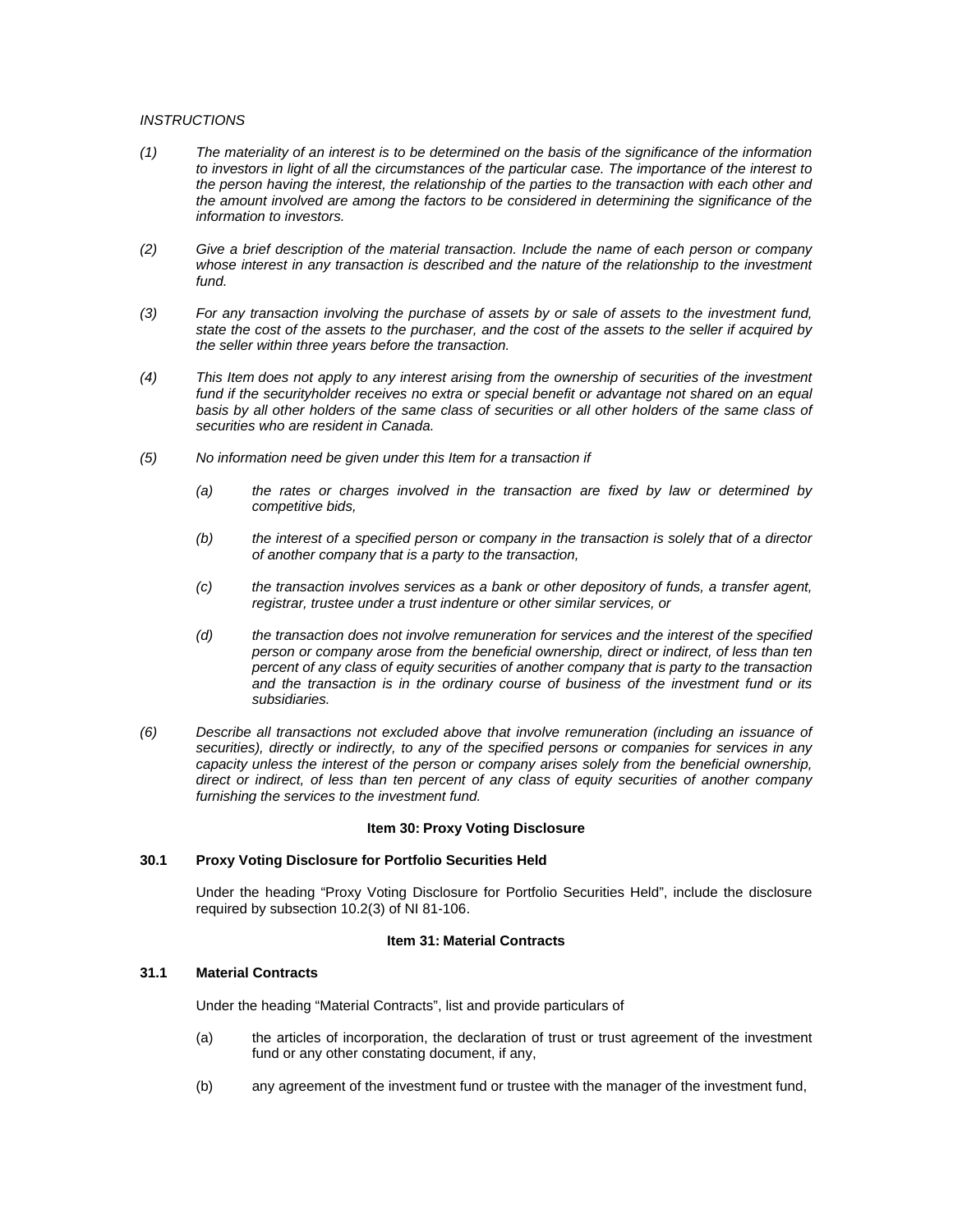*INSTRUCTIONS*

*(1) The materiality of an interest is to be determined on the basis of the significance of the information to investors in light of all the circumstances of the particular case. The importance of the interest to the person having the interest, the relationship of the parties to the transaction with each other and the amount involved are among the factors to be considered in determining the significance of the information to investors.*

*(2) Give a brief description of the material transaction. Include the name of each person or company whose interest in any transaction is described and the nature of the relationship to the investment fund.*

*(3) For any transaction involving the purchase of assets by or sale of assets to the investment fund, state the cost of the assets to the purchaser, and the cost of the assets to the seller if acquired by the seller within three years before the transaction.*

*(4) This Item does not apply to any interest arising from the ownership of securities of the investment fund if the securityholder receives no extra or special benefit or advantage not shared on an equal basis by all other holders of the same class of securities or all other holders of the same class of securities who are resident in Canada.*

*(5) No information need be given under this Item for a transaction if*

*(a) the rates or charges involved in the transaction are fixed by law or determined by competitive bids,*

*(b) the interest of a specified person or company in the transaction is solely that of a director of another company that is a party to the transaction,*

*(c) the transaction involves services as a bank or other depository of funds, a transfer agent, registrar, trustee under a trust indenture or other similar services, or*

*(d) the transaction does not involve remuneration for services and the interest of the specified person or company arose from the beneficial ownership, direct or indirect, of less than ten percent of any class of equity securities of another company that is party to the transaction and the transaction is in the ordinary course of business of the investment fund or its subsidiaries.*

*(6) Describe all transactions not excluded above that involve remuneration (including an issuance of securities), directly or indirectly, to any of the specified persons or companies for services in any capacity unless the interest of the person or company arises solely from the beneficial ownership, direct or indirect, of less than ten percent of any class of equity securities of another company furnishing the services to the investment fund.*

## Item 30: Proxy Voting Disclosure

### 30.1 Proxy Voting Disclosure for Portfolio Securities Held

Under the heading "Proxy Voting Disclosure for Portfolio Securities Held", include the disclosure required by subsection 10.2(3) of NI 81-106.

## Item 31: Material Contracts

### 31.1 Material Contracts

Under the heading "Material Contracts", list and provide particulars of

(a) the articles of incorporation, the declaration of trust or trust agreement of the investment fund or any other constating document, if any,

(b) any agreement of the investment fund or trustee with the manager of the investment fund,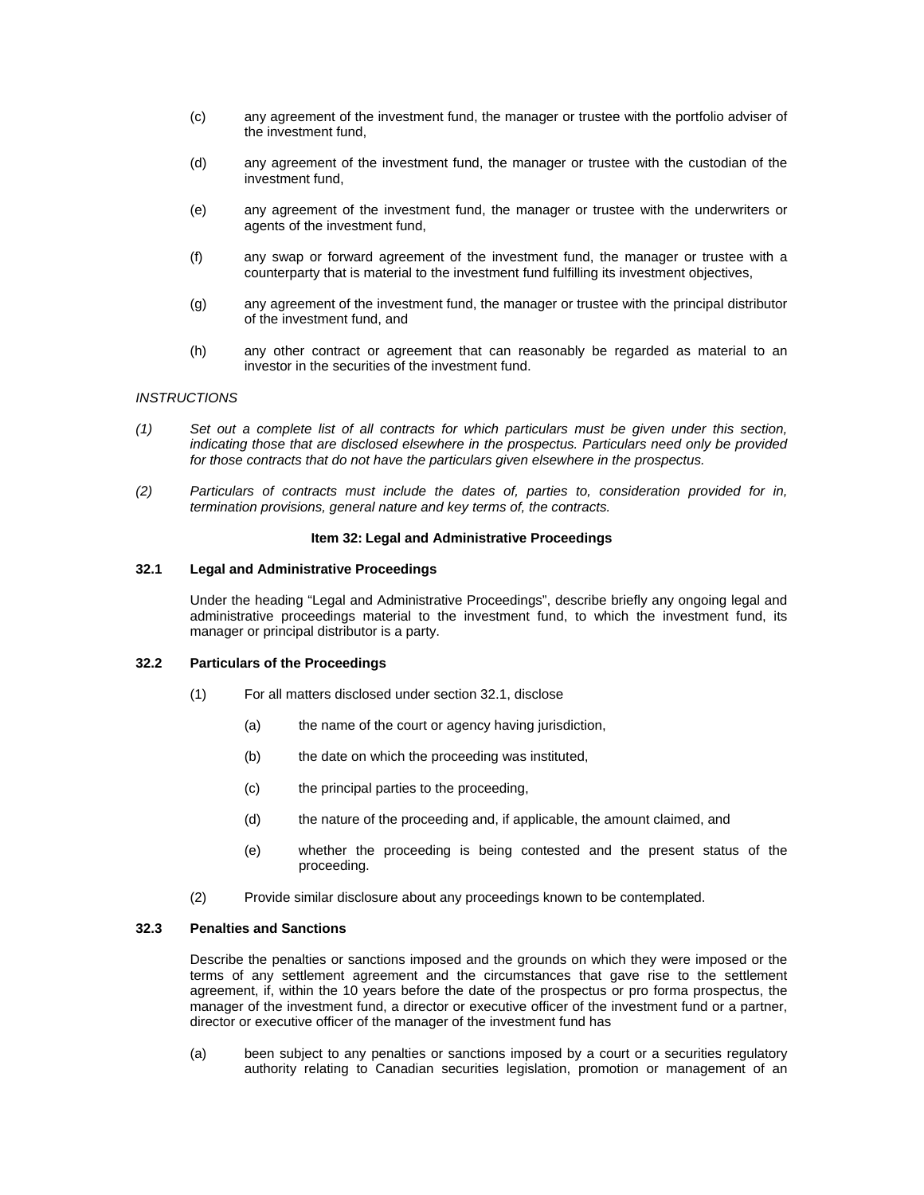(c) any agreement of the investment fund, the manager or trustee with the portfolio adviser of the investment fund,

(d) any agreement of the investment fund, the manager or trustee with the custodian of the investment fund,

(e) any agreement of the investment fund, the manager or trustee with the underwriters or agents of the investment fund,

(f) any swap or forward agreement of the investment fund, the manager or trustee with a counterparty that is material to the investment fund fulfilling its investment objectives,

(g) any agreement of the investment fund, the manager or trustee with the principal distributor of the investment fund, and

(h) any other contract or agreement that can reasonably be regarded as material to an investor in the securities of the investment fund.

*INSTRUCTIONS*

*(1) Set out a complete list of all contracts for which particulars must be given under this section, indicating those that are disclosed elsewhere in the prospectus. Particulars need only be provided for those contracts that do not have the particulars given elsewhere in the prospectus.*

*(2) Particulars of contracts must include the dates of, parties to, consideration provided for in, termination provisions, general nature and key terms of, the contracts.*

### Item 32: Legal and Administrative Proceedings

**32.1 Legal and Administrative Proceedings**

Under the heading "Legal and Administrative Proceedings", describe briefly any ongoing legal and administrative proceedings material to the investment fund, to which the investment fund, its manager or principal distributor is a party.

**32.2 Particulars of the Proceedings**

(1) For all matters disclosed under section 32.1, disclose

(a) the name of the court or agency having jurisdiction,

(b) the date on which the proceeding was instituted,

(c) the principal parties to the proceeding,

(d) the nature of the proceeding and, if applicable, the amount claimed, and

(e) whether the proceeding is being contested and the present status of the proceeding.

(2) Provide similar disclosure about any proceedings known to be contemplated.

**32.3 Penalties and Sanctions**

Describe the penalties or sanctions imposed and the grounds on which they were imposed or the terms of any settlement agreement and the circumstances that gave rise to the settlement agreement, if, within the 10 years before the date of the prospectus or pro forma prospectus, the manager of the investment fund, a director or executive officer of the investment fund or a partner, director or executive officer of the manager of the investment fund has

(a) been subject to any penalties or sanctions imposed by a court or a securities regulatory authority relating to Canadian securities legislation, promotion or management of an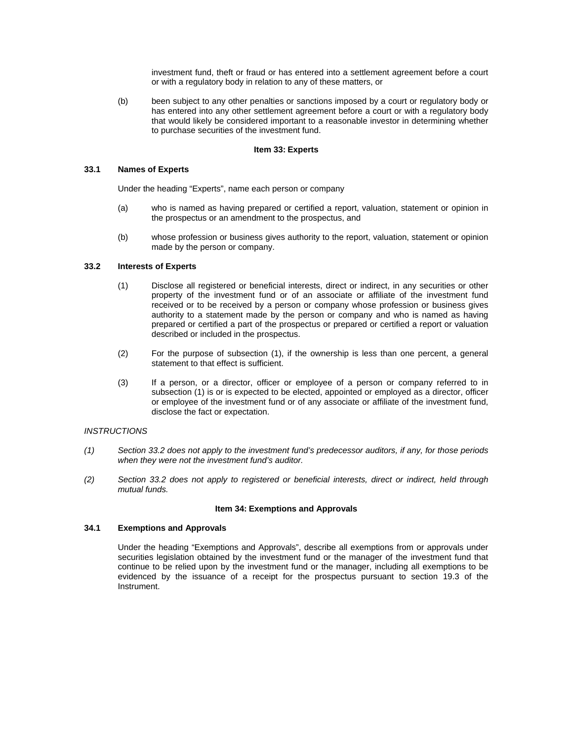investment fund, theft or fraud or has entered into a settlement agreement before a court or with a regulatory body in relation to any of these matters, or

(b) been subject to any other penalties or sanctions imposed by a court or regulatory body or has entered into any other settlement agreement before a court or with a regulatory body that would likely be considered important to a reasonable investor in determining whether to purchase securities of the investment fund.

### Item 33: Experts

**33.1 Names of Experts**

Under the heading "Experts", name each person or company

(a) who is named as having prepared or certified a report, valuation, statement or opinion in the prospectus or an amendment to the prospectus, and

(b) whose profession or business gives authority to the report, valuation, statement or opinion made by the person or company.

**33.2 Interests of Experts**

(1) Disclose all registered or beneficial interests, direct or indirect, in any securities or other property of the investment fund or of an associate or affiliate of the investment fund received or to be received by a person or company whose profession or business gives authority to a statement made by the person or company and who is named as having prepared or certified a part of the prospectus or prepared or certified a report or valuation described or included in the prospectus.

(2) For the purpose of subsection (1), if the ownership is less than one percent, a general statement to that effect is sufficient.

(3) If a person, or a director, officer or employee of a person or company referred to in subsection (1) is or is expected to be elected, appointed or employed as a director, officer or employee of the investment fund or of any associate or affiliate of the investment fund, disclose the fact or expectation.

*INSTRUCTIONS*

*(1) Section 33.2 does not apply to the investment fund's predecessor auditors, if any, for those periods when they were not the investment fund's auditor.*

*(2) Section 33.2 does not apply to registered or beneficial interests, direct or indirect, held through mutual funds.*

### Item 34: Exemptions and Approvals

**34.1 Exemptions and Approvals**

Under the heading "Exemptions and Approvals", describe all exemptions from or approvals under securities legislation obtained by the investment fund or the manager of the investment fund that continue to be relied upon by the investment fund or the manager, including all exemptions to be evidenced by the issuance of a receipt for the prospectus pursuant to section 19.3 of the Instrument.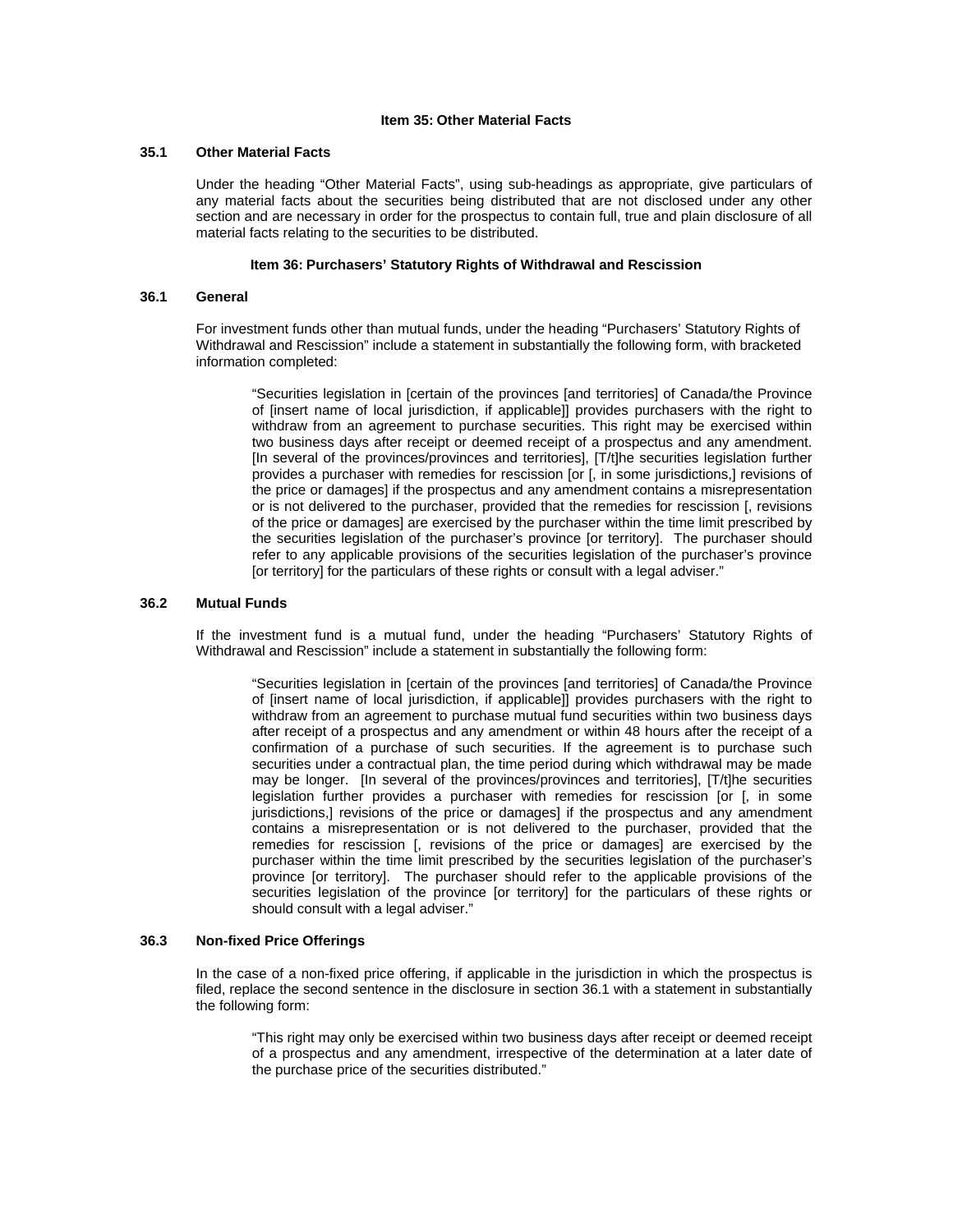## Item 35: Other Material Facts

### 35.1 Other Material Facts

Under the heading "Other Material Facts", using sub-headings as appropriate, give particulars of any material facts about the securities being distributed that are not disclosed under any other section and are necessary in order for the prospectus to contain full, true and plain disclosure of all material facts relating to the securities to be distributed.

## Item 36: Purchasers' Statutory Rights of Withdrawal and Rescission

### 36.1 General

For investment funds other than mutual funds, under the heading "Purchasers' Statutory Rights of Withdrawal and Rescission" include a statement in substantially the following form, with bracketed information completed:

> "Securities legislation in [certain of the provinces [and territories] of Canada/the Province of [insert name of local jurisdiction, if applicable]] provides purchasers with the right to withdraw from an agreement to purchase securities. This right may be exercised within two business days after receipt or deemed receipt of a prospectus and any amendment. [In several of the provinces/provinces and territories], [T/t]he securities legislation further provides a purchaser with remedies for rescission [or [, in some jurisdictions,] revisions of the price or damages] if the prospectus and any amendment contains a misrepresentation or is not delivered to the purchaser, provided that the remedies for rescission [, revisions of the price or damages] are exercised by the purchaser within the time limit prescribed by the securities legislation of the purchaser's province [or territory]. The purchaser should refer to any applicable provisions of the securities legislation of the purchaser's province [or territory] for the particulars of these rights or consult with a legal adviser."

### 36.2 Mutual Funds

If the investment fund is a mutual fund, under the heading "Purchasers' Statutory Rights of Withdrawal and Rescission" include a statement in substantially the following form:

> "Securities legislation in [certain of the provinces [and territories] of Canada/the Province of [insert name of local jurisdiction, if applicable]] provides purchasers with the right to withdraw from an agreement to purchase mutual fund securities within two business days after receipt of a prospectus and any amendment or within 48 hours after the receipt of a confirmation of a purchase of such securities. If the agreement is to purchase such securities under a contractual plan, the time period during which withdrawal may be made may be longer. [In several of the provinces/provinces and territories], [T/t]he securities legislation further provides a purchaser with remedies for rescission [or [, in some jurisdictions,] revisions of the price or damages] if the prospectus and any amendment contains a misrepresentation or is not delivered to the purchaser, provided that the remedies for rescission [, revisions of the price or damages] are exercised by the purchaser within the time limit prescribed by the securities legislation of the purchaser's province [or territory]. The purchaser should refer to the applicable provisions of the securities legislation of the province [or territory] for the particulars of these rights or should consult with a legal adviser."

### 36.3 Non-fixed Price Offerings

In the case of a non-fixed price offering, if applicable in the jurisdiction in which the prospectus is filed, replace the second sentence in the disclosure in section 36.1 with a statement in substantially the following form:

> "This right may only be exercised within two business days after receipt or deemed receipt of a prospectus and any amendment, irrespective of the determination at a later date of the purchase price of the securities distributed."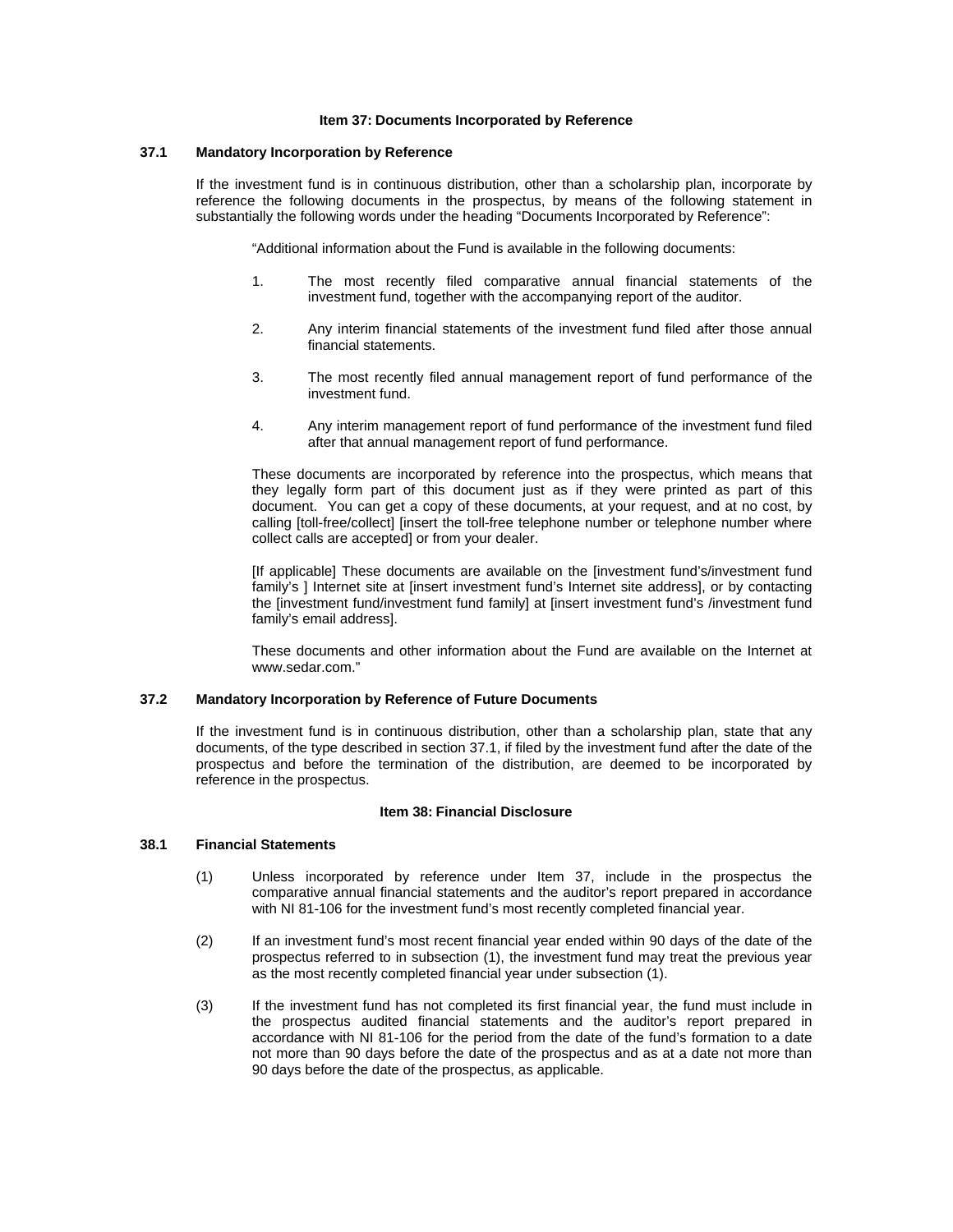## Item 37: Documents Incorporated by Reference

### 37.1 Mandatory Incorporation by Reference

If the investment fund is in continuous distribution, other than a scholarship plan, incorporate by reference the following documents in the prospectus, by means of the following statement in substantially the following words under the heading "Documents Incorporated by Reference":

> "Additional information about the Fund is available in the following documents:
>
> 1. The most recently filed comparative annual financial statements of the investment fund, together with the accompanying report of the auditor.
>
> 2. Any interim financial statements of the investment fund filed after those annual financial statements.
>
> 3. The most recently filed annual management report of fund performance of the investment fund.
>
> 4. Any interim management report of fund performance of the investment fund filed after that annual management report of fund performance.
>
> These documents are incorporated by reference into the prospectus, which means that they legally form part of this document just as if they were printed as part of this document. You can get a copy of these documents, at your request, and at no cost, by calling [toll-free/collect] [insert the toll-free telephone number or telephone number where collect calls are accepted] or from your dealer.
>
> [If applicable] These documents are available on the [investment fund's/investment fund family's ] Internet site at [insert investment fund's Internet site address], or by contacting the [investment fund/investment fund family] at [insert investment fund's /investment fund family's email address].
>
> These documents and other information about the Fund are available on the Internet at www.sedar.com."

### 37.2 Mandatory Incorporation by Reference of Future Documents

If the investment fund is in continuous distribution, other than a scholarship plan, state that any documents, of the type described in section 37.1, if filed by the investment fund after the date of the prospectus and before the termination of the distribution, are deemed to be incorporated by reference in the prospectus.

## Item 38: Financial Disclosure

### 38.1 Financial Statements

(1) Unless incorporated by reference under Item 37, include in the prospectus the comparative annual financial statements and the auditor's report prepared in accordance with NI 81-106 for the investment fund's most recently completed financial year.

(2) If an investment fund's most recent financial year ended within 90 days of the date of the prospectus referred to in subsection (1), the investment fund may treat the previous year as the most recently completed financial year under subsection (1).

(3) If the investment fund has not completed its first financial year, the fund must include in the prospectus audited financial statements and the auditor's report prepared in accordance with NI 81-106 for the period from the date of the fund's formation to a date not more than 90 days before the date of the prospectus and as at a date not more than 90 days before the date of the prospectus, as applicable.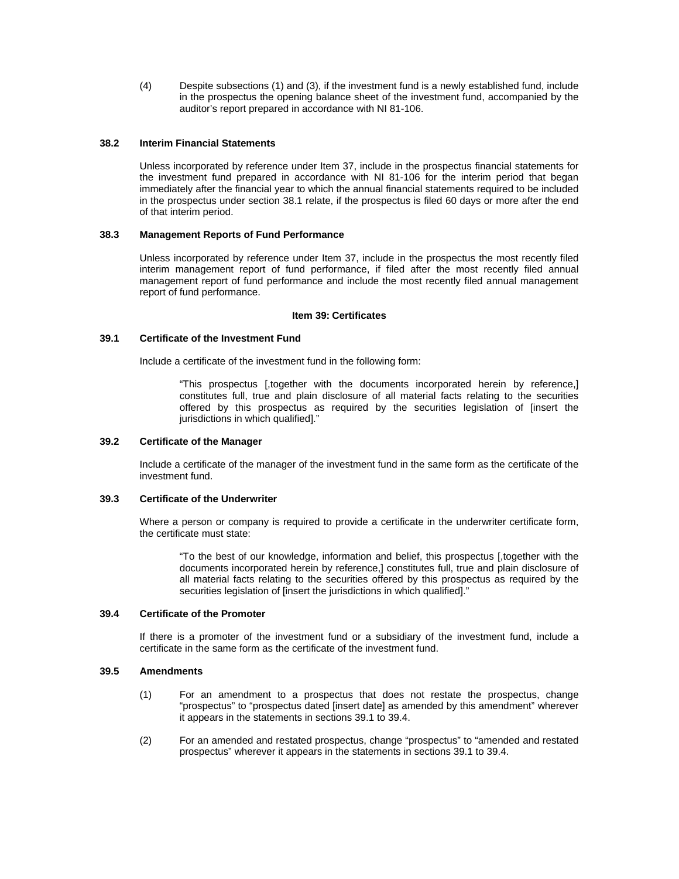(4) Despite subsections (1) and (3), if the investment fund is a newly established fund, include in the prospectus the opening balance sheet of the investment fund, accompanied by the auditor's report prepared in accordance with NI 81-106.

**38.2 Interim Financial Statements**

Unless incorporated by reference under Item 37, include in the prospectus financial statements for the investment fund prepared in accordance with NI 81-106 for the interim period that began immediately after the financial year to which the annual financial statements required to be included in the prospectus under section 38.1 relate, if the prospectus is filed 60 days or more after the end of that interim period.

**38.3 Management Reports of Fund Performance**

Unless incorporated by reference under Item 37, include in the prospectus the most recently filed interim management report of fund performance, if filed after the most recently filed annual management report of fund performance and include the most recently filed annual management report of fund performance.

**Item 39: Certificates**

**39.1 Certificate of the Investment Fund**

Include a certificate of the investment fund in the following form:

> "This prospectus [,together with the documents incorporated herein by reference,] constitutes full, true and plain disclosure of all material facts relating to the securities offered by this prospectus as required by the securities legislation of [insert the jurisdictions in which qualified]."

**39.2 Certificate of the Manager**

Include a certificate of the manager of the investment fund in the same form as the certificate of the investment fund.

**39.3 Certificate of the Underwriter**

Where a person or company is required to provide a certificate in the underwriter certificate form, the certificate must state:

> "To the best of our knowledge, information and belief, this prospectus [,together with the documents incorporated herein by reference,] constitutes full, true and plain disclosure of all material facts relating to the securities offered by this prospectus as required by the securities legislation of [insert the jurisdictions in which qualified]."

**39.4 Certificate of the Promoter**

If there is a promoter of the investment fund or a subsidiary of the investment fund, include a certificate in the same form as the certificate of the investment fund.

**39.5 Amendments**

(1) For an amendment to a prospectus that does not restate the prospectus, change "prospectus" to "prospectus dated [insert date] as amended by this amendment" wherever it appears in the statements in sections 39.1 to 39.4.

(2) For an amended and restated prospectus, change "prospectus" to "amended and restated prospectus" wherever it appears in the statements in sections 39.1 to 39.4.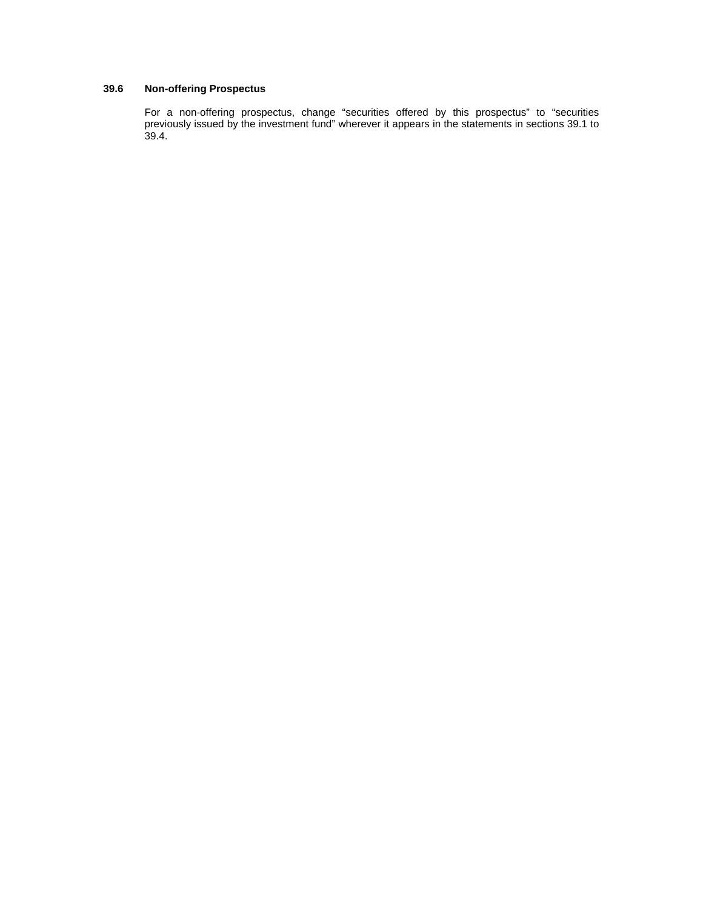### 39.6 Non-offering Prospectus

For a non-offering prospectus, change “securities offered by this prospectus” to “securities previously issued by the investment fund” wherever it appears in the statements in sections 39.1 to 39.4.